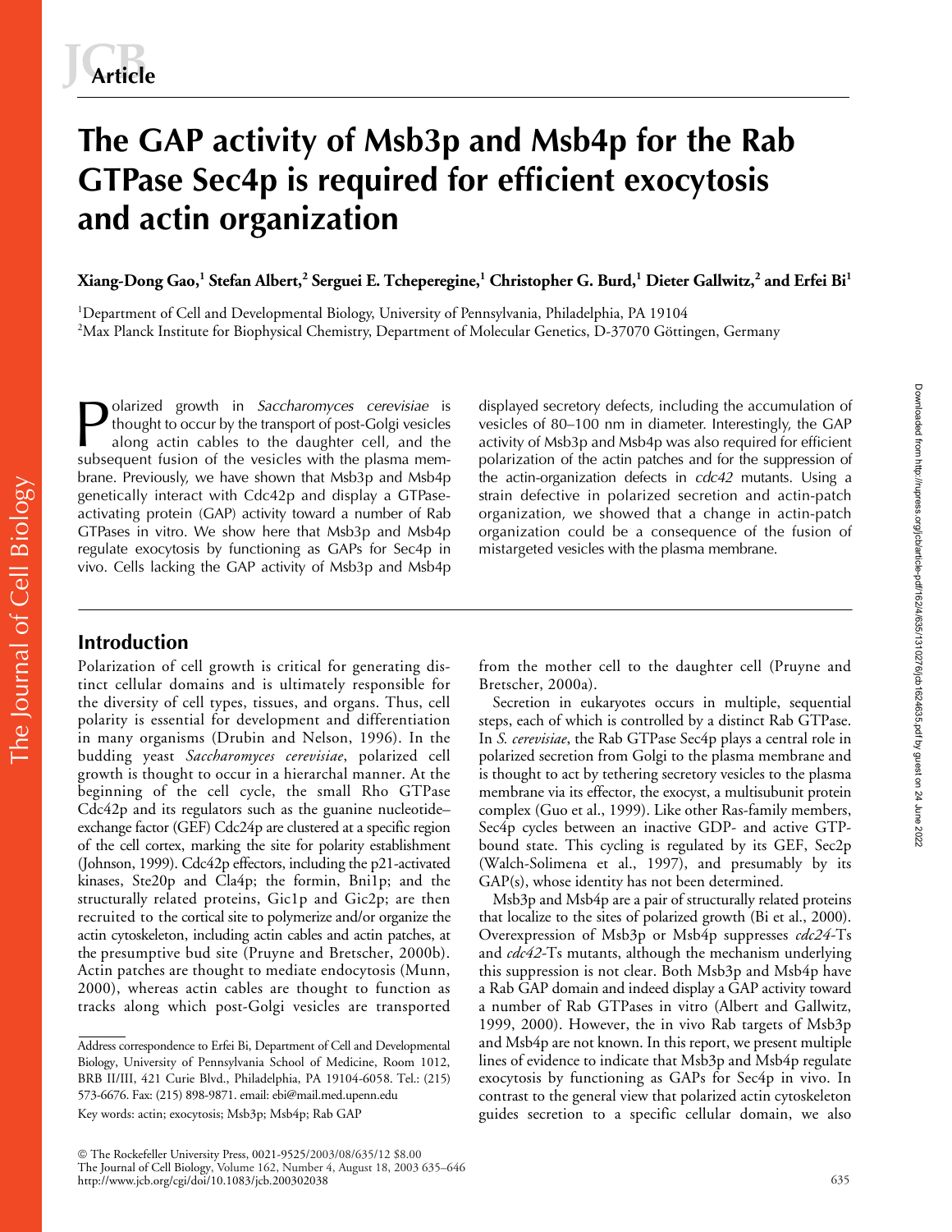# The GAP activity of Msb3p and Msb4p for the Rab GTPase Sec4p is required for efficient exocytosis and actin organization

**Xiang-Dong Gao,[1] Stefan Albert,[2] Serguei E. Tcheperegine,[1] Christopher G. Burd,[1] Dieter Gallwitz,[2] and Erfei Bi[1]**

[1]Department of Cell and Developmental Biology, University of Pennsylvania, Philadelphia, PA 19104
[2]Max Planck Institute for Biophysical Chemistry, Department of Molecular Genetics, D-37070 Göttingen, Germany

Polarized growth in *Saccharomyces cerevisiae* is thought to occur by the transport of post-Golgi vesicles along actin cables to the daughter cell, and the subsequent fusion of the vesicles with the plasma membrane. Previously, we have shown that Msb3p and Msb4p genetically interact with Cdc42p and display a GTPase-activating protein (GAP) activity toward a number of Rab GTPases in vitro. We show here that Msb3p and Msb4p regulate exocytosis by functioning as GAPs for Sec4p in vivo. Cells lacking the GAP activity of Msb3p and Msb4p displayed secretory defects, including the accumulation of vesicles of 80–100 nm in diameter. Interestingly, the GAP activity of Msb3p and Msb4p was also required for efficient polarization of the actin patches and for the suppression of the actin-organization defects in *cdc42* mutants. Using a strain defective in polarized secretion and actin-patch organization, we showed that a change in actin-patch organization could be a consequence of the fusion of mistargeted vesicles with the plasma membrane.

## Introduction

Polarization of cell growth is critical for generating distinct cellular domains and is ultimately responsible for the diversity of cell types, tissues, and organs. Thus, cell polarity is essential for development and differentiation in many organisms (Drubin and Nelson, 1996). In the budding yeast *Saccharomyces cerevisiae*, polarized cell growth is thought to occur in a hierarchal manner. At the beginning of the cell cycle, the small Rho GTPase Cdc42p and its regulators such as the guanine nucleotide–exchange factor (GEF) Cdc24p are clustered at a specific region of the cell cortex, marking the site for polarity establishment (Johnson, 1999). Cdc42p effectors, including the p21-activated kinases, Ste20p and Cla4p; the formin, Bni1p; and the structurally related proteins, Gic1p and Gic2p; are then recruited to the cortical site to polymerize and/or organize the actin cytoskeleton, including actin cables and actin patches, at the presumptive bud site (Pruyne and Bretscher, 2000b). Actin patches are thought to mediate endocytosis (Munn, 2000), whereas actin cables are thought to function as tracks along which post-Golgi vesicles are transported from the mother cell to the daughter cell (Pruyne and Bretscher, 2000a).

Secretion in eukaryotes occurs in multiple, sequential steps, each of which is controlled by a distinct Rab GTPase. In *S. cerevisiae*, the Rab GTPase Sec4p plays a central role in polarized secretion from Golgi to the plasma membrane and is thought to act by tethering secretory vesicles to the plasma membrane via its effector, the exocyst, a multisubunit protein complex (Guo et al., 1999). Like other Ras-family members, Sec4p cycles between an inactive GDP- and active GTP-bound state. This cycling is regulated by its GEF, Sec2p (Walch-Solimena et al., 1997), and presumably by its GAP(s), whose identity has not been determined.

Msb3p and Msb4p are a pair of structurally related proteins that localize to the sites of polarized growth (Bi et al., 2000). Overexpression of Msb3p or Msb4p suppresses *cdc24*-Ts and *cdc42*-Ts mutants, although the mechanism underlying this suppression is not clear. Both Msb3p and Msb4p have a Rab GAP domain and indeed display a GAP activity toward a number of Rab GTPases in vitro (Albert and Gallwitz, 1999, 2000). However, the in vivo Rab targets of Msb3p and Msb4p are not known. In this report, we present multiple lines of evidence to indicate that Msb3p and Msb4p regulate exocytosis by functioning as GAPs for Sec4p in vivo. In contrast to the general view that polarized actin cytoskeleton guides secretion to a specific cellular domain, we also

Address correspondence to Erfei Bi, Department of Cell and Developmental Biology, University of Pennsylvania School of Medicine, Room 1012, BRB II/III, 421 Curie Blvd., Philadelphia, PA 19104-6058. Tel.: (215) 573-6676. Fax: (215) 898-9871. email: ebi@mail.med.upenn.edu

Key words: actin; exocytosis; Msb3p; Msb4p; Rab GAP

© The Rockefeller University Press, 0021-9525/2003/08/635/12 $8.00
The Journal of Cell Biology, Volume 162, Number 4, August 18, 2003 635–646
http://www.jcb.org/cgi/doi/10.1083/jcb.200302038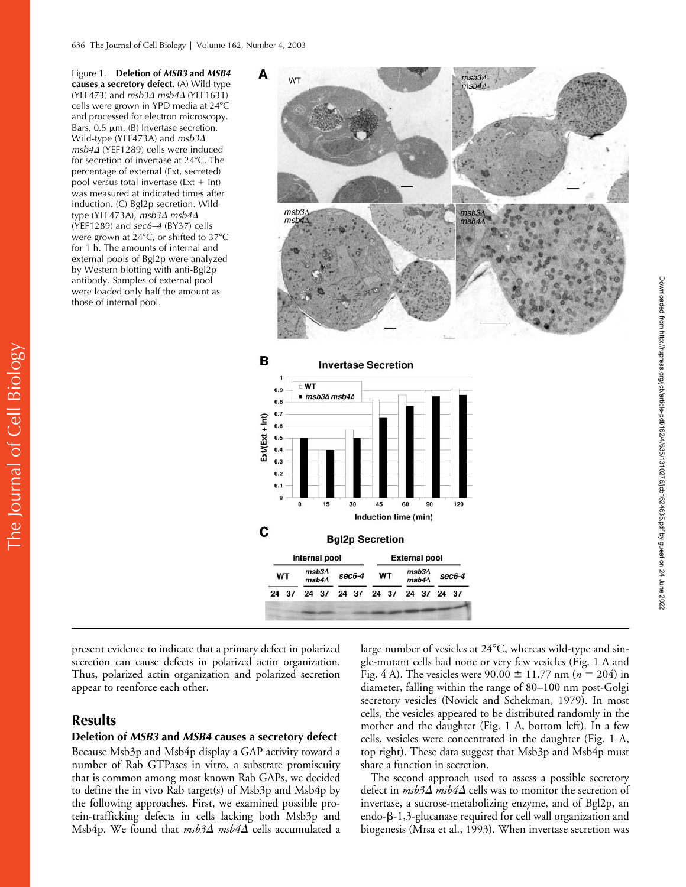Figure 1. **Deletion of *MSB3* and *MSB4* causes a secretory defect.** (A) Wild-type (YEF473) and *msb3Δ msb4Δ* (YEF1631) cells were grown in YPD media at 24°C and processed for electron microscopy. Bars, 0.5 μm. (B) Invertase secretion. Wild-type (YEF473A) and *msb3Δ msb4Δ* (YEF1289) cells were induced for secretion of invertase at 24°C. The percentage of external (Ext, secreted) pool versus total invertase (Ext + Int) was measured at indicated times after induction. (C) Bgl2p secretion. Wild-type (YEF473A), *msb3Δ msb4Δ* (YEF1289) and *sec6–4* (BY37) cells were grown at 24°C, or shifted to 37°C for 1 h. The amounts of internal and external pools of Bgl2p were analyzed by Western blotting with anti-Bgl2p antibody. Samples of external pool were loaded only half the amount as those of internal pool.

present evidence to indicate that a primary defect in polarized secretion can cause defects in polarized actin organization. Thus, polarized actin organization and polarized secretion appear to reenforce each other.

## Results

### Deletion of *MSB3* and *MSB4* causes a secretory defect

Because Msb3p and Msb4p display a GAP activity toward a number of Rab GTPases in vitro, a substrate promiscuity that is common among most known Rab GAPs, we decided to define the in vivo Rab target(s) of Msb3p and Msb4p by the following approaches. First, we examined possible protein-trafficking defects in cells lacking both Msb3p and Msb4p. We found that *msb3Δ msb4Δ* cells accumulated a large number of vesicles at 24°C, whereas wild-type and single-mutant cells had none or very few vesicles (Fig. 1 A and Fig. 4 A). The vesicles were 90.00 ± 11.77 nm ($n = 204$) in diameter, falling within the range of 80–100 nm post-Golgi secretory vesicles (Novick and Schekman, 1979). In most cells, the vesicles appeared to be distributed randomly in the mother and the daughter (Fig. 1 A, bottom left). In a few cells, vesicles were concentrated in the daughter (Fig. 1 A, top right). These data suggest that Msb3p and Msb4p must share a function in secretion.

The second approach used to assess a possible secretory defect in *msb3Δ msb4Δ* cells was to monitor the secretion of invertase, a sucrose-metabolizing enzyme, and of Bgl2p, an endo-β-1,3-glucanase required for cell wall organization and biogenesis (Mrsa et al., 1993). When invertase secretion was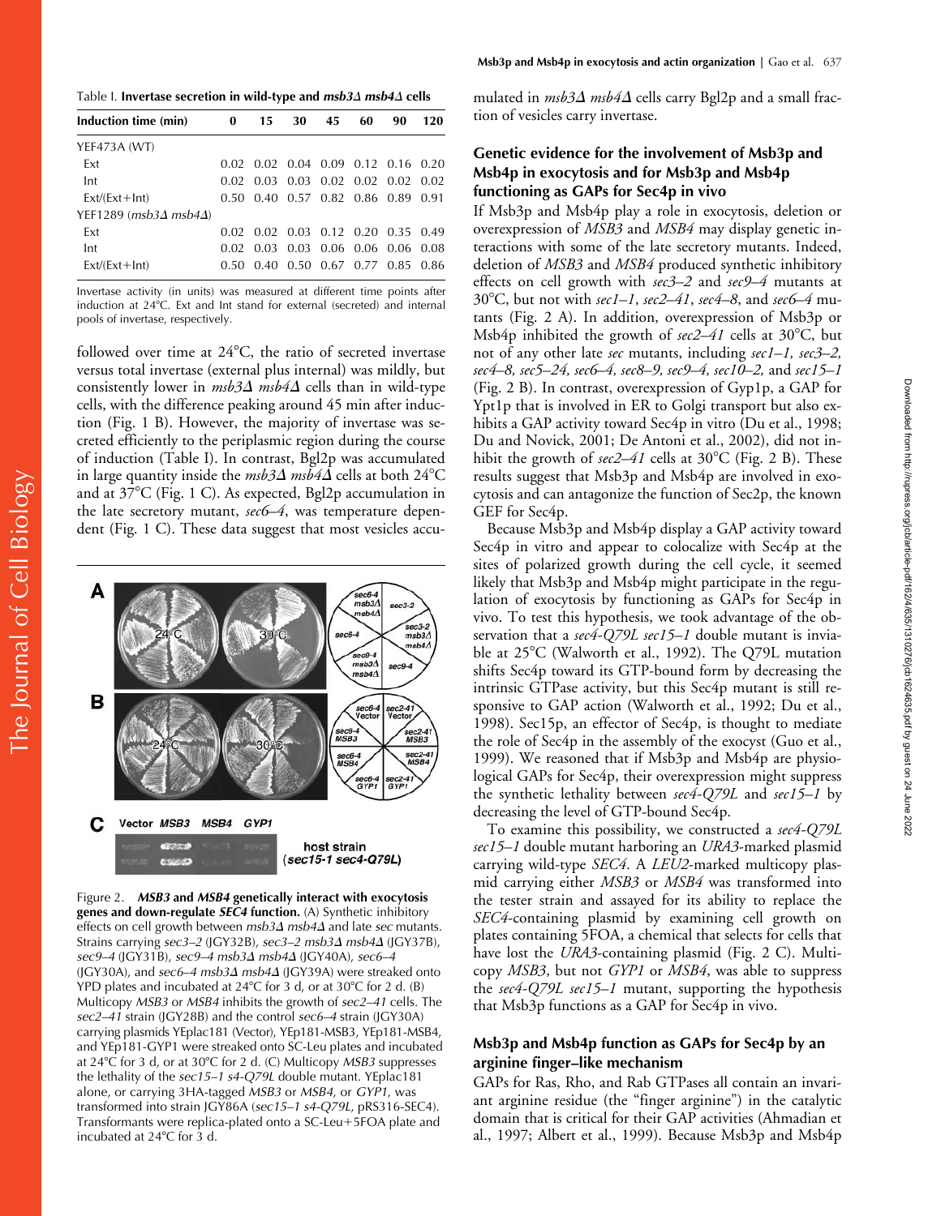Table I. **Invertase secretion in wild-type and *msb3Δ msb4Δ* cells**

| Induction time (min) | 0 | 15 | 30 | 45 | 60 | 90 | 120 |
|---|---|---|---|---|---|---|---|
| YEF473A (WT) | | | | | | | |
| Ext | 0.02 | 0.02 | 0.04 | 0.09 | 0.12 | 0.16 | 0.20 |
| Int | 0.02 | 0.03 | 0.03 | 0.02 | 0.02 | 0.02 | 0.02 |
| Ext/(Ext+Int) | 0.50 | 0.40 | 0.57 | 0.82 | 0.86 | 0.89 | 0.91 |
| YEF1289 (*msb3Δ msb4Δ*) | | | | | | | |
| Ext | 0.02 | 0.02 | 0.03 | 0.12 | 0.20 | 0.35 | 0.49 |
| Int | 0.02 | 0.03 | 0.03 | 0.06 | 0.06 | 0.06 | 0.08 |
| Ext/(Ext+Int) | 0.50 | 0.40 | 0.50 | 0.67 | 0.77 | 0.85 | 0.86 |

Invertase activity (in units) was measured at different time points after induction at 24°C. Ext and Int stand for external (secreted) and internal pools of invertase, respectively.

followed over time at 24°C, the ratio of secreted invertase versus total invertase (external plus internal) was mildly, but consistently lower in *msb3Δ msb4Δ* cells than in wild-type cells, with the difference peaking around 45 min after induction (Fig. 1 B). However, the majority of invertase was secreted efficiently to the periplasmic region during the course of induction (Table I). In contrast, Bgl2p was accumulated in large quantity inside the *msb3Δ msb4Δ* cells at both 24°C and at 37°C (Fig. 1 C). As expected, Bgl2p accumulation in the late secretory mutant, *sec6–4*, was temperature dependent (Fig. 1 C). These data suggest that most vesicles accumulated in *msb3Δ msb4Δ* cells carry Bgl2p and a small fraction of vesicles carry invertase.

Figure 2. ***MSB3* and *MSB4* genetically interact with exocytosis genes and down-regulate *SEC4* function.** (A) Synthetic inhibitory effects on cell growth between *msb3Δ msb4Δ* and late *sec* mutants. Strains carrying *sec3–2* (JGY32B), *sec3–2 msb3Δ msb4Δ* (JGY37B), *sec9–4* (JGY31B), *sec9–4 msb3Δ msb4Δ* (JGY40A), *sec6–4* (JGY30A), and *sec6–4 msb3Δ msb4Δ* (JGY39A) were streaked onto YPD plates and incubated at 24°C for 3 d, or at 30°C for 2 d. (B) Multicopy *MSB3* or *MSB4* inhibits the growth of *sec2–41* cells. The *sec2–41* strain (JGY28B) and the control *sec6–4* strain (JGY30A) carrying plasmids YEplac181 (Vector), YEp181-MSB3, YEp181-MSB4, and YEp181-GYP1 were streaked onto SC-Leu plates and incubated at 24°C for 3 d, or at 30°C for 2 d. (C) Multicopy *MSB3* suppresses the lethality of the *sec15–1 s4-Q79L* double mutant. YEplac181 alone, or carrying 3HA-tagged *MSB3* or *MSB4*, or *GYP1*, was transformed into strain JGY86A (*sec15–1 s4-Q79L*, pRS316-SEC4). Transformants were replica-plated onto a SC-Leu+5FOA plate and incubated at 24°C for 3 d.

## Genetic evidence for the involvement of Msb3p and Msb4p in exocytosis and for Msb3p and Msb4p functioning as GAPs for Sec4p in vivo

If Msb3p and Msb4p play a role in exocytosis, deletion or overexpression of *MSB3* and *MSB4* may display genetic interactions with some of the late secretory mutants. Indeed, deletion of *MSB3* and *MSB4* produced synthetic inhibitory effects on cell growth with *sec3–2* and *sec9–4* mutants at 30°C, but not with *sec1–1*, *sec2–41*, *sec4–8*, and *sec6–4* mutants (Fig. 2 A). In addition, overexpression of Msb3p or Msb4p inhibited the growth of *sec2–41* cells at 30°C, but not of any other late *sec* mutants, including *sec1–1, sec3–2, sec4–8, sec5–24, sec6–4, sec8–9, sec9–4, sec10–2,* and *sec15–1* (Fig. 2 B). In contrast, overexpression of Gyp1p, a GAP for Ypt1p that is involved in ER to Golgi transport but also exhibits a GAP activity toward Sec4p in vitro (Du et al., 1998; Du and Novick, 2001; De Antoni et al., 2002), did not inhibit the growth of *sec2–41* cells at 30°C (Fig. 2 B). These results suggest that Msb3p and Msb4p are involved in exocytosis and can antagonize the function of Sec2p, the known GEF for Sec4p.

Because Msb3p and Msb4p display a GAP activity toward Sec4p in vitro and appear to colocalize with Sec4p at the sites of polarized growth during the cell cycle, it seemed likely that Msb3p and Msb4p might participate in the regulation of exocytosis by functioning as GAPs for Sec4p in vivo. To test this hypothesis, we took advantage of the observation that a *sec4-Q79L sec15–1* double mutant is inviable at 25°C (Walworth et al., 1992). The Q79L mutation shifts Sec4p toward its GTP-bound form by decreasing the intrinsic GTPase activity, but this Sec4p mutant is still responsive to GAP action (Walworth et al., 1992; Du et al., 1998). Sec15p, an effector of Sec4p, is thought to mediate the role of Sec4p in the assembly of the exocyst (Guo et al., 1999). We reasoned that if Msb3p and Msb4p are physiological GAPs for Sec4p, their overexpression might suppress the synthetic lethality between *sec4-Q79L* and *sec15–1* by decreasing the level of GTP-bound Sec4p.

To examine this possibility, we constructed a *sec4-Q79L sec15–1* double mutant harboring an *URA3*-marked plasmid carrying wild-type *SEC4*. A *LEU2*-marked multicopy plasmid carrying either *MSB3* or *MSB4* was transformed into the tester strain and assayed for its ability to replace the *SEC4*-containing plasmid by examining cell growth on plates containing 5FOA, a chemical that selects for cells that have lost the *URA3*-containing plasmid (Fig. 2 C). Multicopy *MSB3*, but not *GYP1* or *MSB4*, was able to suppress the *sec4-Q79L sec15–1* mutant, supporting the hypothesis that Msb3p functions as a GAP for Sec4p in vivo.

## Msb3p and Msb4p function as GAPs for Sec4p by an arginine finger–like mechanism

GAPs for Ras, Rho, and Rab GTPases all contain an invariant arginine residue (the "finger arginine") in the catalytic domain that is critical for their GAP activities (Ahmadian et al., 1997; Albert et al., 1999). Because Msb3p and Msb4p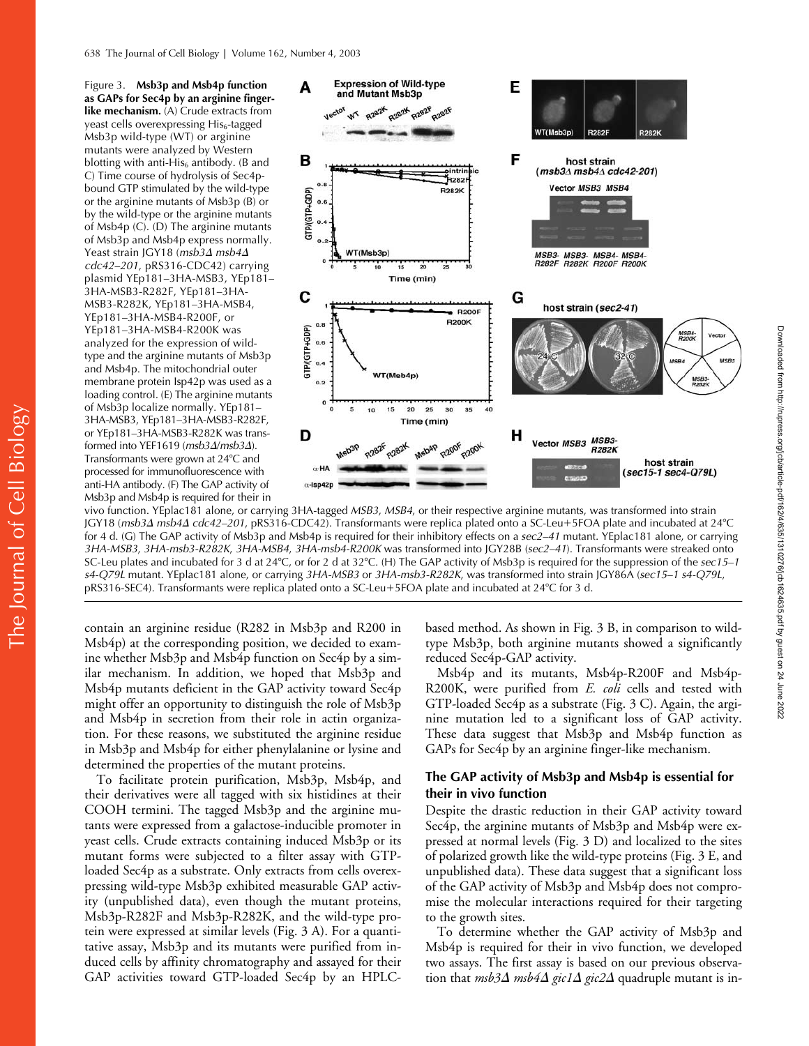Figure 3. **Msb3p and Msb4p function as GAPs for Sec4p by an arginine finger-like mechanism.** (A) Crude extracts from yeast cells overexpressing $His_6$-tagged Msb3p wild-type (WT) or arginine mutants were analyzed by Western blotting with anti-$His_6$ antibody. (B and C) Time course of hydrolysis of Sec4p-bound GTP stimulated by the wild-type or the arginine mutants of Msb3p (B) or by the wild-type or the arginine mutants of Msb4p (C). (D) The arginine mutants of Msb3p and Msb4p express normally. Yeast strain JGY18 (*msb3Δ msb4Δ cdc42–201*, pRS316-CDC42) carrying plasmid YEp181–3HA-MSB3, YEp181–3HA-MSB3-R282F, YEp181–3HA-MSB3-R282K, YEp181–3HA-MSB4, YEp181–3HA-MSB4-R200F, or YEp181–3HA-MSB4-R200K was analyzed for the expression of wild-type and the arginine mutants of Msb3p and Msb4p. The mitochondrial outer membrane protein Isp42p was used as a loading control. (E) The arginine mutants of Msb3p localize normally. YEp181–3HA-MSB3, YEp181–3HA-MSB3-R282F, or YEp181–3HA-MSB3-R282K was transformed into YEF1619 (*msb3Δ/msb3Δ*). Transformants were grown at 24°C and processed for immunofluorescence with anti-HA antibody. (F) The GAP activity of Msb3p and Msb4p is required for their in vivo function. YEplac181 alone, or carrying 3HA-tagged *MSB3*, *MSB4*, or their respective arginine mutants, was transformed into strain JGY18 (*msb3Δ msb4Δ cdc42–201*, pRS316-CDC42). Transformants were replica plated onto a SC-Leu+5FOA plate and incubated at 24°C for 4 d. (G) The GAP activity of Msb3p and Msb4p is required for their inhibitory effects on a *sec2–41* mutant. YEplac181 alone, or carrying *3HA-MSB3*, *3HA-msb3-R282K*, *3HA-MSB4*, *3HA-msb4-R200K* was transformed into JGY28B (*sec2–41*). Transformants were streaked onto SC-Leu plates and incubated for 3 d at 24°C, or for 2 d at 32°C. (H) The GAP activity of Msb3p is required for the suppression of the *sec15–1 s4-Q79L* mutant. YEplac181 alone, or carrying *3HA-MSB3* or *3HA-msb3-R282K*, was transformed into strain JGY86A (*sec15–1 sec4-Q79L*, pRS316-SEC4). Transformants were replica plated onto a SC-Leu+5FOA plate and incubated at 24°C for 3 d.

contain an arginine residue (R282 in Msb3p and R200 in Msb4p) at the corresponding position, we decided to examine whether Msb3p and Msb4p function on Sec4p by a similar mechanism. In addition, we hoped that Msb3p and Msb4p mutants deficient in the GAP activity toward Sec4p might offer an opportunity to distinguish the role of Msb3p and Msb4p in secretion from their role in actin organization. For these reasons, we substituted the arginine residue in Msb3p and Msb4p for either phenylalanine or lysine and determined the properties of the mutant proteins.

To facilitate protein purification, Msb3p, Msb4p, and their derivatives were all tagged with six histidines at their COOH termini. The tagged Msb3p and the arginine mutants were expressed from a galactose-inducible promoter in yeast cells. Crude extracts containing induced Msb3p or its mutant forms were subjected to a filter assay with GTP-loaded Sec4p as a substrate. Only extracts from cells overexpressing wild-type Msb3p exhibited measurable GAP activity (unpublished data), even though the mutant proteins, Msb3p-R282F and Msb3p-R282K, and the wild-type protein were expressed at similar levels (Fig. 3 A). For a quantitative assay, Msb3p and its mutants were purified from induced cells by affinity chromatography and assayed for their GAP activities toward GTP-loaded Sec4p by an HPLC-based method. As shown in Fig. 3 B, in comparison to wild-type Msb3p, both arginine mutants showed a significantly reduced Sec4p-GAP activity.

Msb4p and its mutants, Msb4p-R200F and Msb4p-R200K, were purified from *E. coli* cells and tested with GTP-loaded Sec4p as a substrate (Fig. 3 C). Again, the arginine mutation led to a significant loss of GAP activity. These data suggest that Msb3p and Msb4p function as GAPs for Sec4p by an arginine finger-like mechanism.

## The GAP activity of Msb3p and Msb4p is essential for their in vivo function

Despite the drastic reduction in their GAP activity toward Sec4p, the arginine mutants of Msb3p and Msb4p were expressed at normal levels (Fig. 3 D) and localized to the sites of polarized growth like the wild-type proteins (Fig. 3 E, and unpublished data). These data suggest that a significant loss of the GAP activity of Msb3p and Msb4p does not compromise the molecular interactions required for their targeting to the growth sites.

To determine whether the GAP activity of Msb3p and Msb4p is required for their in vivo function, we developed two assays. The first assay is based on our previous observation that *msb3Δ msb4Δ gic1Δ gic2Δ* quadruple mutant is in-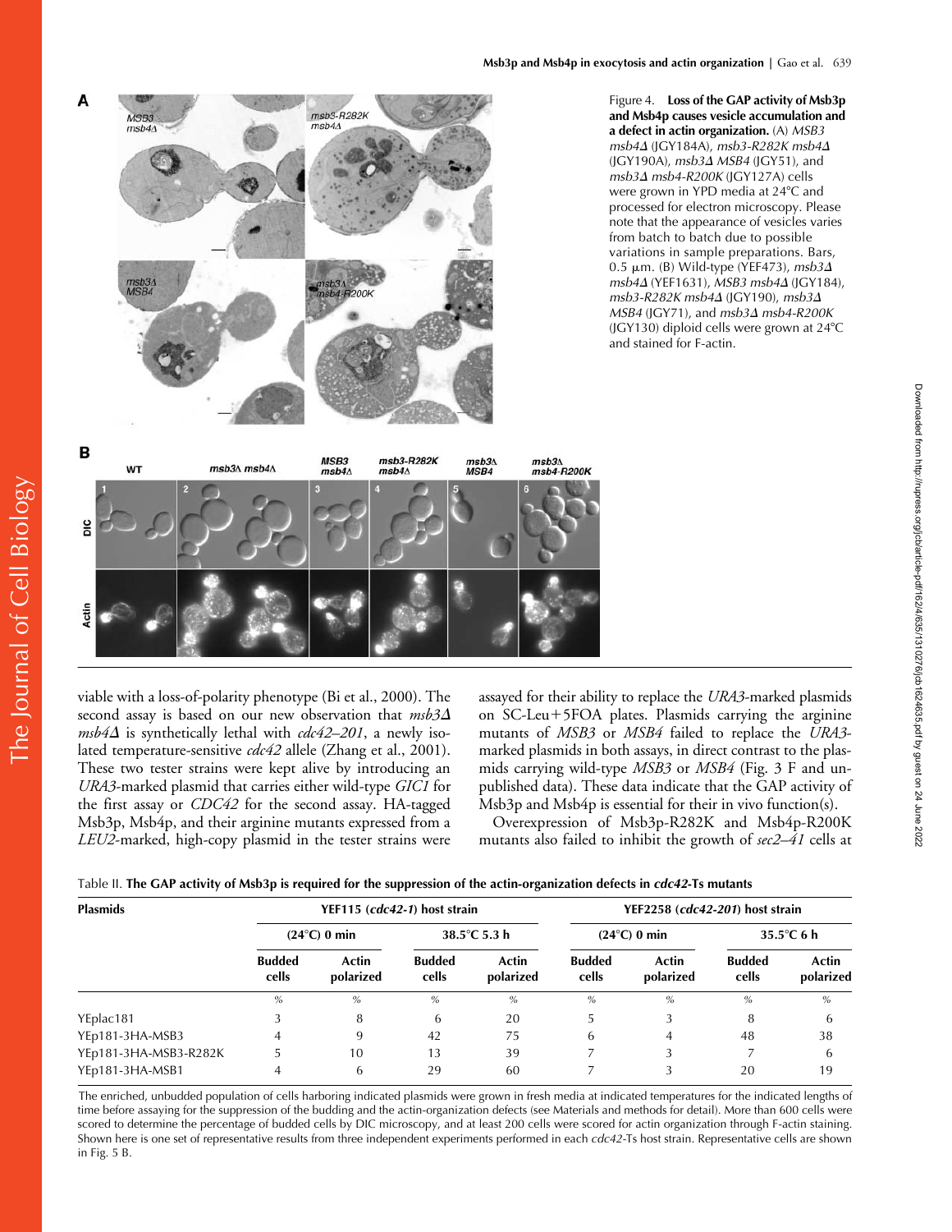Figure 4. **Loss of the GAP activity of Msb3p and Msb4p causes vesicle accumulation and a defect in actin organization.** (A) *MSB3 msb4Δ* (JGY184A), *msb3-R282K msb4Δ* (JGY190A), *msb3Δ MSB4* (JGY51), and *msb3Δ msb4-R200K* (JGY127A) cells were grown in YPD media at 24°C and processed for electron microscopy. Please note that the appearance of vesicles varies from batch to batch due to possible variations in sample preparations. Bars, 0.5 μm. (B) Wild-type (YEF473), *msb3Δ msb4Δ* (YEF1631), *MSB3 msb4Δ* (JGY184), *msb3-R282K msb4Δ* (JGY190), *msb3Δ MSB4* (JGY71), and *msb3Δ msb4-R200K* (JGY130) diploid cells were grown at 24°C and stained for F-actin.

viable with a loss-of-polarity phenotype (Bi et al., 2000). The second assay is based on our new observation that *msb3Δ msb4Δ* is synthetically lethal with *cdc42–201*, a newly isolated temperature-sensitive *cdc42* allele (Zhang et al., 2001). These two tester strains were kept alive by introducing an *URA3*-marked plasmid that carries either wild-type *GIC1* for the first assay or *CDC42* for the second assay. HA-tagged Msb3p, Msb4p, and their arginine mutants expressed from a *LEU2*-marked, high-copy plasmid in the tester strains were assayed for their ability to replace the *URA3*-marked plasmids on SC-Leu+5FOA plates. Plasmids carrying the arginine mutants of *MSB3* or *MSB4* failed to replace the *URA3*-marked plasmids in both assays, in direct contrast to the plasmids carrying wild-type *MSB3* or *MSB4* (Fig. 3 F and unpublished data). These data indicate that the GAP activity of Msb3p and Msb4p is essential for their in vivo function(s).

Overexpression of Msb3p-R282K and Msb4p-R200K mutants also failed to inhibit the growth of *sec2–41* cells at

Table II. **The GAP activity of Msb3p is required for the suppression of the actin-organization defects in *cdc42*-Ts mutants**

| Plasmids | YEF115 (*cdc42-1*) host strain | | | | YEF2258 (*cdc42-201*) host strain | | | |
|---|---|---|---|---|---|---|---|---|
| | (24°C) 0 min | | 38.5°C 5.3 h | | (24°C) 0 min | | 35.5°C 6 h | |
| | Budded cells | Actin polarized | Budded cells | Actin polarized | Budded cells | Actin polarized | Budded cells | Actin polarized |
| | % | % | % | % | % | % | % | % |
| YEplac181 | 3 | 8 | 6 | 20 | 5 | 3 | 8 | 6 |
| YEp181-3HA-MSB3 | 4 | 9 | 42 | 75 | 6 | 4 | 48 | 38 |
| YEp181-3HA-MSB3-R282K | 5 | 10 | 13 | 39 | 7 | 3 | 7 | 6 |
| YEp181-3HA-MSB1 | 4 | 6 | 29 | 60 | 7 | 3 | 20 | 19 |

The enriched, unbudded population of cells harboring indicated plasmids were grown in fresh media at indicated temperatures for the indicated lengths of time before assaying for the suppression of the budding and the actin-organization defects (see Materials and methods for detail). More than 600 cells were scored to determine the percentage of budded cells by DIC microscopy, and at least 200 cells were scored for actin organization through F-actin staining. Shown here is one set of representative results from three independent experiments performed in each *cdc42*-Ts host strain. Representative cells are shown in Fig. 5 B.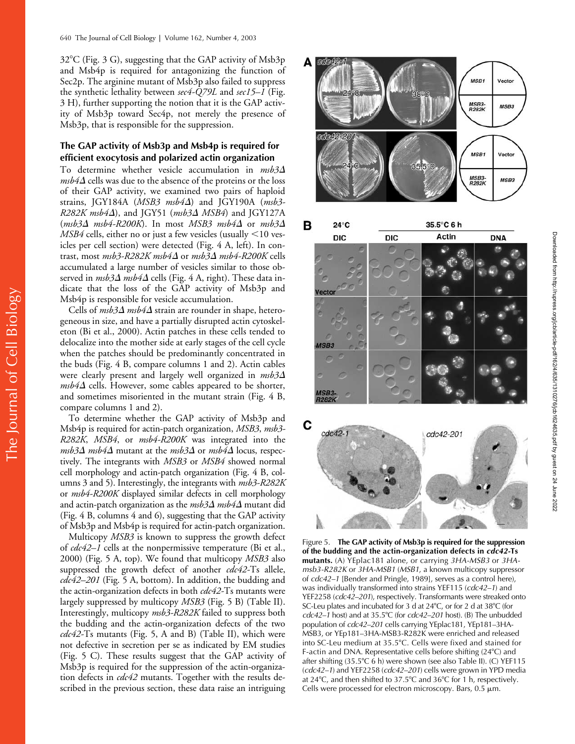32°C (Fig. 3 G), suggesting that the GAP activity of Msb3p and Msb4p is required for antagonizing the function of Sec2p. The arginine mutant of Msb3p also failed to suppress the synthetic lethality between *sec4-Q79L* and *sec15–1* (Fig. 3 H), further supporting the notion that it is the GAP activity of Msb3p toward Sec4p, not merely the presence of Msb3p, that is responsible for the suppression.

## The GAP activity of Msb3p and Msb4p is required for efficient exocytosis and polarized actin organization

To determine whether vesicle accumulation in *msb3Δ msb4Δ* cells was due to the absence of the proteins or the loss of their GAP activity, we examined two pairs of haploid strains, JGY184A (*MSB3 msb4Δ*) and JGY190A (*msb3-R282K msb4Δ*), and JGY51 (*msb3Δ MSB4*) and JGY127A (*msb3Δ msb4-R200K*). In most *MSB3 msb4Δ* or *msb3Δ MSB4* cells, either no or just a few vesicles (usually <10 vesicles per cell section) were detected (Fig. 4 A, left). In contrast, most *msb3-R282K msb4Δ* or *msb3Δ msb4-R200K* cells accumulated a large number of vesicles similar to those observed in *msb3Δ msb4Δ* cells (Fig. 4 A, right). These data indicate that the loss of the GAP activity of Msb3p and Msb4p is responsible for vesicle accumulation.

Cells of *msb3Δ msb4Δ* strain are rounder in shape, heterogeneous in size, and have a partially disrupted actin cytoskeleton (Bi et al., 2000). Actin patches in these cells tended to delocalize into the mother side at early stages of the cell cycle when the patches should be predominantly concentrated in the buds (Fig. 4 B, compare columns 1 and 2). Actin cables were clearly present and largely well organized in *msb3Δ msb4Δ* cells. However, some cables appeared to be shorter, and sometimes misoriented in the mutant strain (Fig. 4 B, compare columns 1 and 2).

To determine whether the GAP activity of Msb3p and Msb4p is required for actin-patch organization, *MSB3*, *msb3-R282K*, *MSB4*, or *msb4-R200K* was integrated into the *msb3Δ msb4Δ* mutant at the *msb3Δ* or *msb4Δ* locus, respectively. The integrants with *MSB3* or *MSB4* showed normal cell morphology and actin-patch organization (Fig. 4 B, columns 3 and 5). Interestingly, the integrants with *msb3-R282K* or *msb4-R200K* displayed similar defects in cell morphology and actin-patch organization as the *msb3Δ msb4Δ* mutant did (Fig. 4 B, columns 4 and 6), suggesting that the GAP activity of Msb3p and Msb4p is required for actin-patch organization.

Multicopy *MSB3* is known to suppress the growth defect of *cdc42–1* cells at the nonpermissive temperature (Bi et al., 2000) (Fig. 5 A, top). We found that multicopy *MSB3* also suppressed the growth defect of another *cdc42*-Ts allele, *cdc42–201* (Fig. 5 A, bottom). In addition, the budding and the actin-organization defects in both *cdc42*-Ts mutants were largely suppressed by multicopy *MSB3* (Fig. 5 B) (Table II). Interestingly, multicopy *msb3-R282K* failed to suppress both the budding and the actin-organization defects of the two *cdc42*-Ts mutants (Fig. 5, A and B) (Table II), which were not defective in secretion per se as indicated by EM studies (Fig. 5 C). These results suggest that the GAP activity of Msb3p is required for the suppression of the actin-organization defects in *cdc42* mutants. Together with the results described in the previous section, these data raise an intriguing

Figure 5. **The GAP activity of Msb3p is required for the suppression of the budding and the actin-organization defects in *cdc42*-Ts mutants.** (A) YEplac181 alone, or carrying *3HA-MSB3* or *3HA-msb3-R282K* or *3HA-MSB1* (*MSB1*, a known multicopy suppressor of *cdc42–1* [Bender and Pringle, 1989], serves as a control here), was individually transformed into strains YEF115 (*cdc42–1*) and YEF2258 (*cdc42–201*), respectively. Transformants were streaked onto SC-Leu plates and incubated for 3 d at 24°C, or for 2 d at 38°C (for *cdc42–1* host) and at 35.5°C (for *cdc42–201* host). (B) The unbudded population of *cdc42–201* cells carrying YEplac181, YEp181–3HA-MSB3, or YEp181–3HA-MSB3-R282K were enriched and released into SC-Leu medium at 35.5°C. Cells were fixed and stained for F-actin and DNA. Representative cells before shifting (24°C) and after shifting (35.5°C 6 h) were shown (see also Table II). (C) YEF115 (*cdc42–1*) and YEF2258 (*cdc42–201*) cells were grown in YPD media at 24°C, and then shifted to 37.5°C and 36°C for 1 h, respectively. Cells were processed for electron microscopy. Bars, 0.5 μm.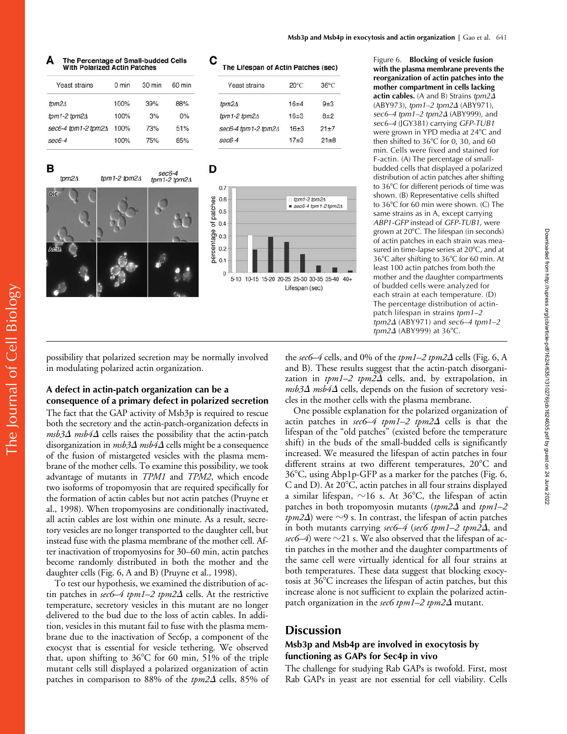**A** The Percentage of Small-budded Cells With Polarized Actin Patches

| Yeast strains | 0 min | 30 min | 60 min |
|---|---|---|---|
| tpm2Δ | 100% | 39% | 88% |
| tpm1-2 tpm2Δ | 100% | 3% | 0% |
| sec6-4 tpm1-2 tpm2Δ | 100% | 73% | 51% |
| sec6-4 | 100% | 75% | 85% |

**C** The Lifespan of Actin Patches (sec)

| Yeast strains | 20°C | 36°C |
|---|---|---|
| tpm2Δ | 16±4 | 9±3 |
| tpm1-2 tpm2Δ | 16±3 | 8±2 |
| sec6-4 tpm1-2 tpm2Δ | 16±3 | 21±7 |
| sec6-4 | 17±3 | 21±8 |

Figure 6. **Blocking of vesicle fusion with the plasma membrane prevents the reorganization of actin patches into the mother compartment in cells lacking actin cables.** (A and B) Strains *tpm2Δ* (ABY973), *tpm1–2 tpm2Δ* (ABY971), *sec6–4 tpm1–2 tpm2Δ* (ABY999), and *sec6–4* (JGY381) carrying *GFP-TUB1* were grown in YPD media at 24°C and then shifted to 36°C for 0, 30, and 60 min. Cells were fixed and stained for F-actin. (A) The percentage of small-budded cells that displayed a polarized distribution of actin patches after shifting to 36°C for different periods of time was shown. (B) Representative cells shifted to 36°C for 60 min were shown. (C) The same strains as in A, except carrying *ABP1-GFP* instead of *GFP-TUB1*, were grown at 20°C. The lifespan (in seconds) of actin patches in each strain was measured in time-lapse series at 20°C, and at 36°C after shifting to 36°C for 60 min. At least 100 actin patches from both the mother and the daughter compartments of budded cells were analyzed for each strain at each temperature. (D) The percentage distribution of actin-patch lifespan in strains *tpm1–2 tpm2Δ* (ABY971) and *sec6–4 tpm1–2 tpm2Δ* (ABY999) at 36°C.

possibility that polarized secretion may be normally involved in modulating polarized actin organization.

### A defect in actin-patch organization can be a consequence of a primary defect in polarized secretion

The fact that the GAP activity of Msb3p is required to rescue both the secretory and the actin-patch-organization defects in *msb3Δ msb4Δ* cells raises the possibility that the actin-patch disorganization in *msb3Δ msb4Δ* cells might be a consequence of the fusion of mistargeted vesicles with the plasma membrane of the mother cells. To examine this possibility, we took advantage of mutants in *TPM1* and *TPM2*, which encode two isoforms of tropomyosin that are required specifically for the formation of actin cables but not actin patches (Pruyne et al., 1998). When tropomyosins are conditionally inactivated, all actin cables are lost within one minute. As a result, secretory vesicles are no longer transported to the daughter cell, but instead fuse with the plasma membrane of the mother cell. After inactivation of tropomyosins for 30–60 min, actin patches become randomly distributed in both the mother and the daughter cells (Fig. 6, A and B) (Pruyne et al., 1998).

To test our hypothesis, we examined the distribution of actin patches in *sec6–4 tpm1–2 tpm2Δ* cells. At the restrictive temperature, secretory vesicles in this mutant are no longer delivered to the bud due to the loss of actin cables. In addition, vesicles in this mutant fail to fuse with the plasma membrane due to the inactivation of Sec6p, a component of the exocyst that is essential for vesicle tethering. We observed that, upon shifting to 36°C for 60 min, 51% of the triple mutant cells still displayed a polarized organization of actin patches in comparison to 88% of the *tpm2Δ* cells, 85% of the *sec6–4* cells, and 0% of the *tpm1–2 tpm2Δ* cells (Fig. 6, A and B). These results suggest that the actin-patch disorganization in *tpm1–2 tpm2Δ* cells, and, by extrapolation, in *msb3Δ msb4Δ* cells, depends on the fusion of secretory vesicles in the mother cells with the plasma membrane.

One possible explanation for the polarized organization of actin patches in *sec6–4 tpm1–2 tpm2Δ* cells is that the lifespan of the "old patches" (existed before the temperature shift) in the buds of the small-budded cells is significantly increased. We measured the lifespan of actin patches in four different strains at two different temperatures, 20°C and 36°C, using Abp1p-GFP as a marker for the patches (Fig. 6, C and D). At 20°C, actin patches in all four strains displayed a similar lifespan, ~16 s. At 36°C, the lifespan of actin patches in both tropomyosin mutants (*tpm2Δ* and *tpm1–2 tpm2Δ*) were ~9 s. In contrast, the lifespan of actin patches in both mutants carrying *sec6–4* (*sec6 tpm1–2 tpm2Δ*, and *sec6–4*) were ~21 s. We also observed that the lifespan of actin patches in the mother and the daughter compartments of the same cell were virtually identical for all four strains at both temperatures. These data suggest that blocking exocytosis at 36°C increases the lifespan of actin patches, but this increase alone is not sufficient to explain the polarized actin-patch organization in the *sec6 tpm1–2 tpm2Δ* mutant.

## Discussion

### Msb3p and Msb4p are involved in exocytosis by functioning as GAPs for Sec4p in vivo

The challenge for studying Rab GAPs is twofold. First, most Rab GAPs in yeast are not essential for cell viability. Cells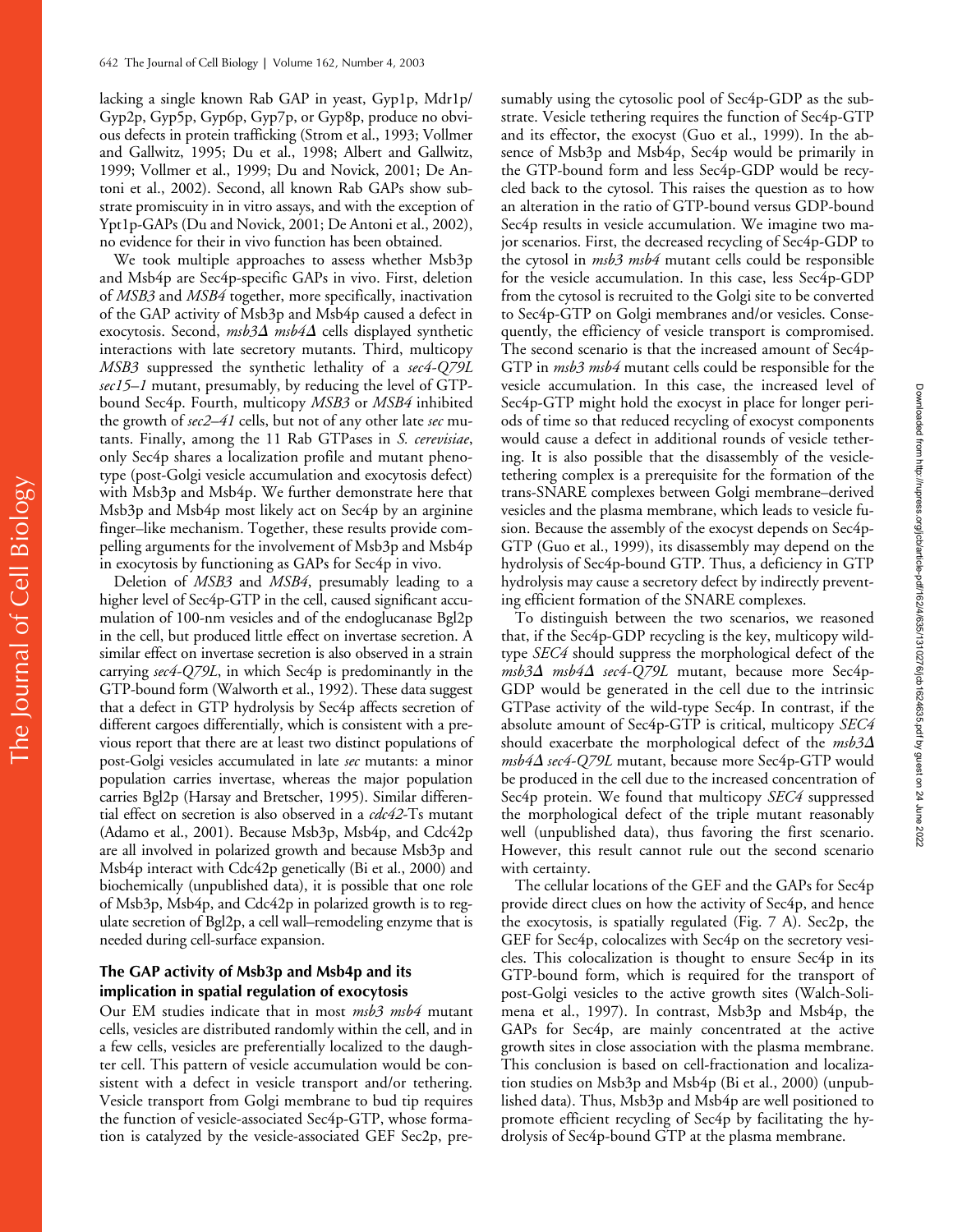lacking a single known Rab GAP in yeast, Gyp1p, Mdr1p/Gyp2p, Gyp5p, Gyp6p, Gyp7p, or Gyp8p, produce no obvious defects in protein trafficking (Strom et al., 1993; Vollmer and Gallwitz, 1995; Du et al., 1998; Albert and Gallwitz, 1999; Vollmer et al., 1999; Du and Novick, 2001; De Antoni et al., 2002). Second, all known Rab GAPs show substrate promiscuity in in vitro assays, and with the exception of Ypt1p-GAPs (Du and Novick, 2001; De Antoni et al., 2002), no evidence for their in vivo function has been obtained.

We took multiple approaches to assess whether Msb3p and Msb4p are Sec4p-specific GAPs in vivo. First, deletion of *MSB3* and *MSB4* together, more specifically, inactivation of the GAP activity of Msb3p and Msb4p caused a defect in exocytosis. Second, *msb3Δ msb4Δ* cells displayed synthetic interactions with late secretory mutants. Third, multicopy *MSB3* suppressed the synthetic lethality of a *sec4-Q79L sec15–1* mutant, presumably, by reducing the level of GTP-bound Sec4p. Fourth, multicopy *MSB3* or *MSB4* inhibited the growth of *sec2–41* cells, but not of any other late *sec* mutants. Finally, among the 11 Rab GTPases in *S. cerevisiae*, only Sec4p shares a localization profile and mutant phenotype (post-Golgi vesicle accumulation and exocytosis defect) with Msb3p and Msb4p. We further demonstrate here that Msb3p and Msb4p most likely act on Sec4p by an arginine finger–like mechanism. Together, these results provide compelling arguments for the involvement of Msb3p and Msb4p in exocytosis by functioning as GAPs for Sec4p in vivo.

Deletion of *MSB3* and *MSB4*, presumably leading to a higher level of Sec4p-GTP in the cell, caused significant accumulation of 100-nm vesicles and of the endoglucanase Bgl2p in the cell, but produced little effect on invertase secretion. A similar effect on invertase secretion is also observed in a strain carrying *sec4-Q79L*, in which Sec4p is predominantly in the GTP-bound form (Walworth et al., 1992). These data suggest that a defect in GTP hydrolysis by Sec4p affects secretion of different cargoes differentially, which is consistent with a previous report that there are at least two distinct populations of post-Golgi vesicles accumulated in late *sec* mutants: a minor population carries invertase, whereas the major population carries Bgl2p (Harsay and Bretscher, 1995). Similar differential effect on secretion is also observed in a *cdc42*-Ts mutant (Adamo et al., 2001). Because Msb3p, Msb4p, and Cdc42p are all involved in polarized growth and because Msb3p and Msb4p interact with Cdc42p genetically (Bi et al., 2000) and biochemically (unpublished data), it is possible that one role of Msb3p, Msb4p, and Cdc42p in polarized growth is to regulate secretion of Bgl2p, a cell wall–remodeling enzyme that is needed during cell-surface expansion.

### The GAP activity of Msb3p and Msb4p and its implication in spatial regulation of exocytosis

Our EM studies indicate that in most *msb3 msb4* mutant cells, vesicles are distributed randomly within the cell, and in a few cells, vesicles are preferentially localized to the daughter cell. This pattern of vesicle accumulation would be consistent with a defect in vesicle transport and/or tethering. Vesicle transport from Golgi membrane to bud tip requires the function of vesicle-associated Sec4p-GTP, whose formation is catalyzed by the vesicle-associated GEF Sec2p, presumably using the cytosolic pool of Sec4p-GDP as the substrate. Vesicle tethering requires the function of Sec4p-GTP and its effector, the exocyst (Guo et al., 1999). In the absence of Msb3p and Msb4p, Sec4p would be primarily in the GTP-bound form and less Sec4p-GDP would be recycled back to the cytosol. This raises the question as to how an alteration in the ratio of GTP-bound versus GDP-bound Sec4p results in vesicle accumulation. We imagine two major scenarios. First, the decreased recycling of Sec4p-GDP to the cytosol in *msb3 msb4* mutant cells could be responsible for the vesicle accumulation. In this case, less Sec4p-GDP from the cytosol is recruited to the Golgi site to be converted to Sec4p-GTP on Golgi membranes and/or vesicles. Consequently, the efficiency of vesicle transport is compromised. The second scenario is that the increased amount of Sec4p-GTP in *msb3 msb4* mutant cells could be responsible for the vesicle accumulation. In this case, the increased level of Sec4p-GTP might hold the exocyst in place for longer periods of time so that reduced recycling of exocyst components would cause a defect in additional rounds of vesicle tethering. It is also possible that the disassembly of the vesicle-tethering complex is a prerequisite for the formation of the trans-SNARE complexes between Golgi membrane–derived vesicles and the plasma membrane, which leads to vesicle fusion. Because the assembly of the exocyst depends on Sec4p-GTP (Guo et al., 1999), its disassembly may depend on the hydrolysis of Sec4p-bound GTP. Thus, a deficiency in GTP hydrolysis may cause a secretory defect by indirectly preventing efficient formation of the SNARE complexes.

To distinguish between the two scenarios, we reasoned that, if the Sec4p-GDP recycling is the key, multicopy wild-type *SEC4* should suppress the morphological defect of the *msb3Δ msb4Δ sec4-Q79L* mutant, because more Sec4p-GDP would be generated in the cell due to the intrinsic GTPase activity of the wild-type Sec4p. In contrast, if the absolute amount of Sec4p-GTP is critical, multicopy *SEC4* should exacerbate the morphological defect of the *msb3Δ msb4Δ sec4-Q79L* mutant, because more Sec4p-GTP would be produced in the cell due to the increased concentration of Sec4p protein. We found that multicopy *SEC4* suppressed the morphological defect of the triple mutant reasonably well (unpublished data), thus favoring the first scenario. However, this result cannot rule out the second scenario with certainty.

The cellular locations of the GEF and the GAPs for Sec4p provide direct clues on how the activity of Sec4p, and hence the exocytosis, is spatially regulated (Fig. 7 A). Sec2p, the GEF for Sec4p, colocalizes with Sec4p on the secretory vesicles. This colocalization is thought to ensure Sec4p in its GTP-bound form, which is required for the transport of post-Golgi vesicles to the active growth sites (Walch-Solimena et al., 1997). In contrast, Msb3p and Msb4p, the GAPs for Sec4p, are mainly concentrated at the active growth sites in close association with the plasma membrane. This conclusion is based on cell-fractionation and localization studies on Msb3p and Msb4p (Bi et al., 2000) (unpublished data). Thus, Msb3p and Msb4p are well positioned to promote efficient recycling of Sec4p by facilitating the hydrolysis of Sec4p-bound GTP at the plasma membrane.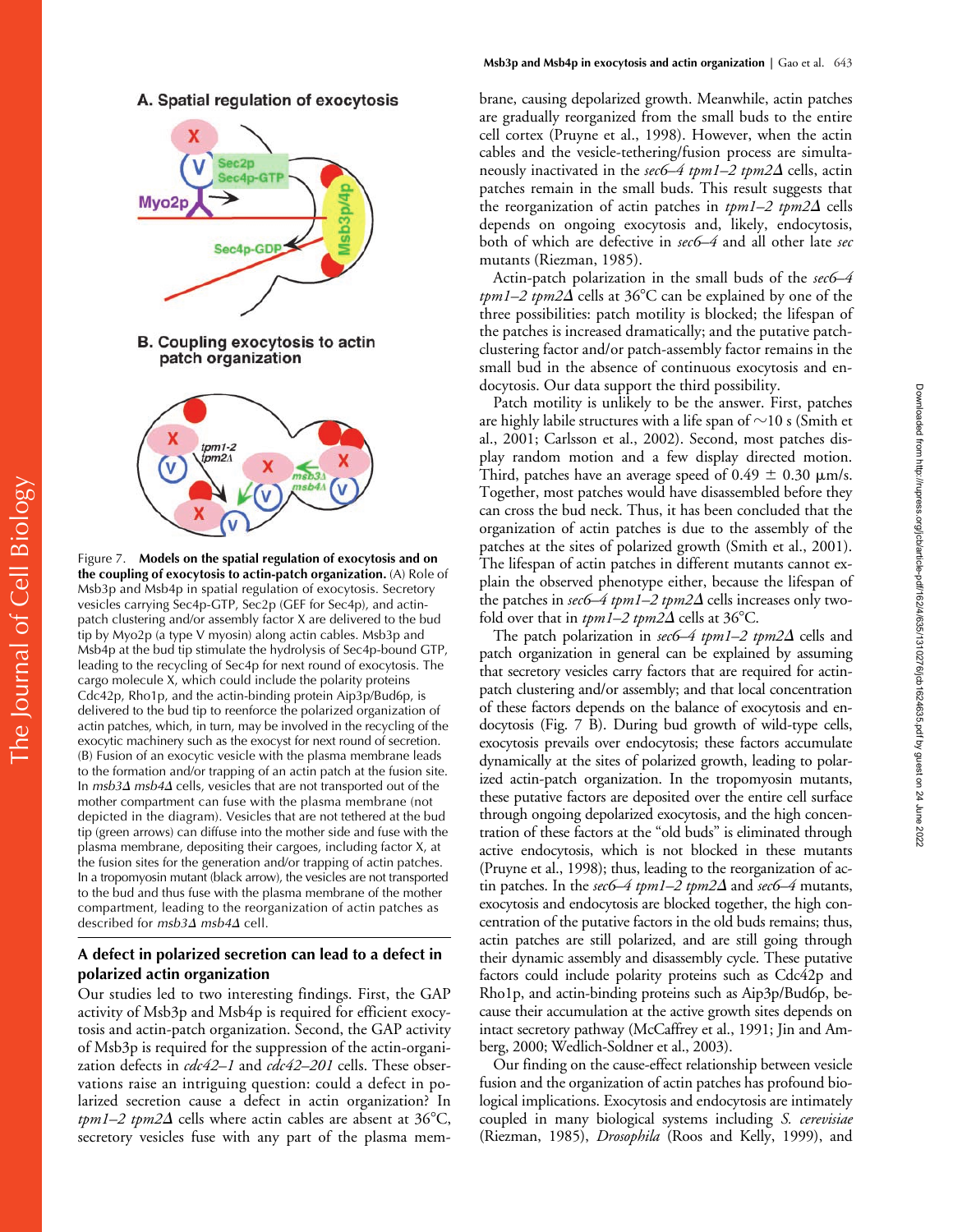Figure 7. **Models on the spatial regulation of exocytosis and on the coupling of exocytosis to actin-patch organization.** (A) Role of Msb3p and Msb4p in spatial regulation of exocytosis. Secretory vesicles carrying Sec4p-GTP, Sec2p (GEF for Sec4p), and actin-patch clustering and/or assembly factor X are delivered to the bud tip by Myo2p (a type V myosin) along actin cables. Msb3p and Msb4p at the bud tip stimulate the hydrolysis of Sec4p-bound GTP, leading to the recycling of Sec4p for next round of exocytosis. The cargo molecule X, which could include the polarity proteins Cdc42p, Rho1p, and the actin-binding protein Aip3p/Bud6p, is delivered to the bud tip to reenforce the polarized organization of actin patches, which, in turn, may be involved in the recycling of the exocytic machinery such as the exocyst for next round of secretion. (B) Fusion of an exocytic vesicle with the plasma membrane leads to the formation and/or trapping of an actin patch at the fusion site. In *msb3Δ msb4Δ* cells, vesicles that are not transported out of the mother compartment can fuse with the plasma membrane (not depicted in the diagram). Vesicles that are not tethered at the bud tip (green arrows) can diffuse into the mother side and fuse with the plasma membrane, depositing their cargoes, including factor X, at the fusion sites for the generation and/or trapping of actin patches. In a tropomyosin mutant (black arrow), the vesicles are not transported to the bud and thus fuse with the plasma membrane of the mother compartment, leading to the reorganization of actin patches as described for *msb3Δ msb4Δ* cell.

## A defect in polarized secretion can lead to a defect in polarized actin organization

Our studies led to two interesting findings. First, the GAP activity of Msb3p and Msb4p is required for efficient exocytosis and actin-patch organization. Second, the GAP activity of Msb3p is required for the suppression of the actin-organization defects in *cdc42–1* and *cdc42–201* cells. These observations raise an intriguing question: could a defect in polarized secretion cause a defect in actin organization? In *tpm1–2 tpm2Δ* cells where actin cables are absent at 36°C, secretory vesicles fuse with any part of the plasma membrane, causing depolarized growth. Meanwhile, actin patches are gradually reorganized from the small buds to the entire cell cortex (Pruyne et al., 1998). However, when the actin cables and the vesicle-tethering/fusion process are simultaneously inactivated in the *sec6–4 tpm1–2 tpm2Δ* cells, actin patches remain in the small buds. This result suggests that the reorganization of actin patches in *tpm1–2 tpm2Δ* cells depends on ongoing exocytosis and, likely, endocytosis, both of which are defective in *sec6–4* and all other late *sec* mutants (Riezman, 1985).

Actin-patch polarization in the small buds of the *sec6–4 tpm1–2 tpm2Δ* cells at 36°C can be explained by one of the three possibilities: patch motility is blocked; the lifespan of the patches is increased dramatically; and the putative patch-clustering factor and/or patch-assembly factor remains in the small bud in the absence of continuous exocytosis and endocytosis. Our data support the third possibility.

Patch motility is unlikely to be the answer. First, patches are highly labile structures with a life span of ~10 s (Smith et al., 2001; Carlsson et al., 2002). Second, most patches display random motion and a few display directed motion. Third, patches have an average speed of 0.49 ± 0.30 μm/s. Together, most patches would have disassembled before they can cross the bud neck. Thus, it has been concluded that the organization of actin patches is due to the assembly of the patches at the sites of polarized growth (Smith et al., 2001). The lifespan of actin patches in different mutants cannot explain the observed phenotype either, because the lifespan of the patches in *sec6–4 tpm1–2 tpm2Δ* cells increases only twofold over that in *tpm1–2 tpm2Δ* cells at 36°C.

The patch polarization in *sec6–4 tpm1–2 tpm2Δ* cells and patch organization in general can be explained by assuming that secretory vesicles carry factors that are required for actin-patch clustering and/or assembly; and that local concentration of these factors depends on the balance of exocytosis and endocytosis (Fig. 7 B). During bud growth of wild-type cells, exocytosis prevails over endocytosis; these factors accumulate dynamically at the sites of polarized growth, leading to polarized actin-patch organization. In the tropomyosin mutants, these putative factors are deposited over the entire cell surface through ongoing depolarized exocytosis, and the high concentration of these factors at the "old buds" is eliminated through active endocytosis, which is not blocked in these mutants (Pruyne et al., 1998); thus, leading to the reorganization of actin patches. In the *sec6–4 tpm1–2 tpm2Δ* and *sec6–4* mutants, exocytosis and endocytosis are blocked together, the high concentration of the putative factors in the old buds remains; thus, actin patches are still polarized, and are still going through their dynamic assembly and disassembly cycle. These putative factors could include polarity proteins such as Cdc42p and Rho1p, and actin-binding proteins such as Aip3p/Bud6p, because their accumulation at the active growth sites depends on intact secretory pathway (McCaffrey et al., 1991; Jin and Amberg, 2000; Wedlich-Soldner et al., 2003).

Our finding on the cause-effect relationship between vesicle fusion and the organization of actin patches has profound biological implications. Exocytosis and endocytosis are intimately coupled in many biological systems including *S. cerevisiae* (Riezman, 1985), *Drosophila* (Roos and Kelly, 1999), and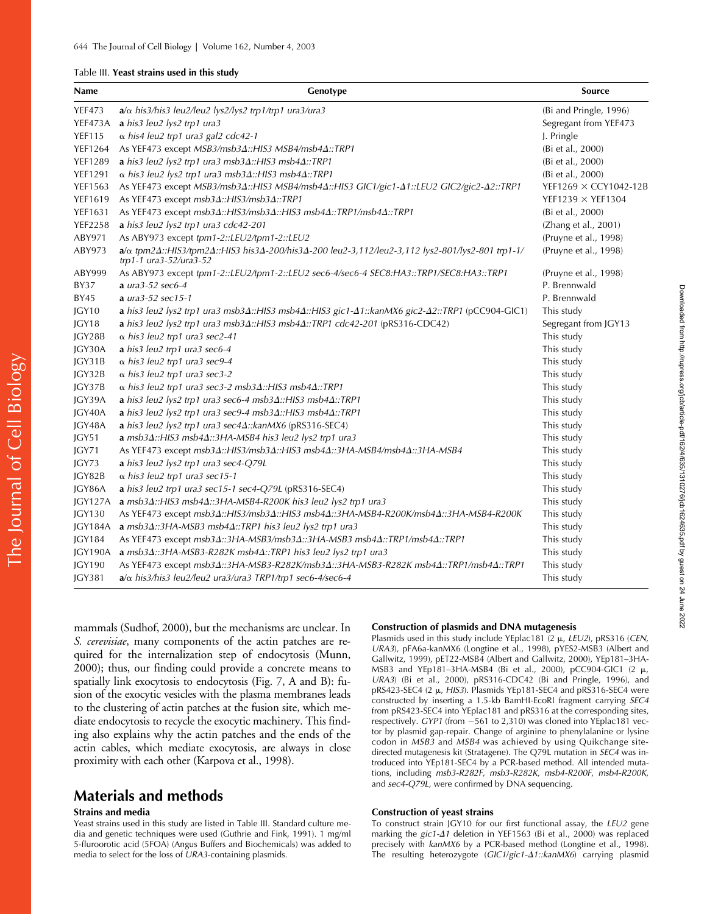Table III. **Yeast strains used in this study**

| Name | Genotype | Source |
|---|---|---|
| YEF473 | **a**/α *his3/his3 leu2/leu2 lys2/lys2 trp1/trp1 ura3/ura3* | (Bi and Pringle, 1996) |
| YEF473A | **a** *his3 leu2 lys2 trp1 ura3* | Segregant from YEF473 |
| YEF115 | α *his4 leu2 trp1 ura3 gal2 cdc42-1* | J. Pringle |
| YEF1264 | As YEF473 except *MSB3/msb3Δ::HIS3 MSB4/msb4Δ::TRP1* | (Bi et al., 2000) |
| YEF1289 | **a** *his3 leu2 lys2 trp1 ura3 msb3Δ::HIS3 msb4Δ::TRP1* | (Bi et al., 2000) |
| YEF1291 | α *his3 leu2 lys2 trp1 ura3 msb3Δ::HIS3 msb4Δ::TRP1* | (Bi et al., 2000) |
| YEF1563 | As YEF473 except *MSB3/msb3Δ::HIS3 MSB4/msb4Δ::HIS3 GIC1/gic1-Δ1::LEU2 GIC2/gic2-Δ2::TRP1* | YEF1269 × CCY1042-12B |
| YEF1619 | As YEF473 except *msb3Δ::HIS3/msb3Δ::TRP1* | YEF1239 × YEF1304 |
| YEF1631 | As YEF473 except *msb3Δ::HIS3/msb3Δ::HIS3 msb4Δ::TRP1/msb4Δ::TRP1* | (Bi et al., 2000) |
| YEF2258 | **a** *his3 leu2 lys2 trp1 ura3 cdc42-201* | (Zhang et al., 2001) |
| ABY971 | As ABY973 except *tpm1-2::LEU2/tpm1-2::LEU2* | (Pruyne et al., 1998) |
| ABY973 | **a**/α *tpm2Δ::HIS3/tpm2Δ::HIS3 his3Δ-200/his3Δ-200 leu2-3,112/leu2-3,112 lys2-801/lys2-801 trp1-1/trp1-1 ura3-52/ura3-52* | (Pruyne et al., 1998) |
| ABY999 | As ABY973 except *tpm1-2::LEU2/tpm1-2::LEU2 sec6-4/sec6-4 SEC8:HA3::TRP1/SEC8:HA3::TRP1* | (Pruyne et al., 1998) |
| BY37 | **a** *ura3-52 sec6-4* | P. Brennwald |
| BY45 | **a** *ura3-52 sec15-1* | P. Brennwald |
| JGY10 | **a** *his3 leu2 lys2 trp1 ura3 msb3Δ::HIS3 msb4Δ::HIS3 gic1-Δ1::kanMX6 gic2-Δ2::TRP1* (pCC904-GIC1) | This study |
| JGY18 | **a** *his3 leu2 lys2 trp1 ura3 msb3Δ::HIS3 msb4Δ::TRP1 cdc42-201* (pRS316-CDC42) | Segregant from JGY13 |
| JGY28B | α *his3 leu2 trp1 ura3 sec2-41* | This study |
| JGY30A | **a** *his3 leu2 trp1 ura3 sec6-4* | This study |
| JGY31B | α *his3 leu2 trp1 ura3 sec9-4* | This study |
| JGY32B | α *his3 leu2 trp1 ura3 sec3-2* | This study |
| JGY37B | α *his3 leu2 trp1 ura3 sec3-2 msb3Δ::HIS3 msb4Δ::TRP1* | This study |
| JGY39A | **a** *his3 leu2 lys2 trp1 ura3 sec6-4 msb3Δ::HIS3 msb4Δ::TRP1* | This study |
| JGY40A | **a** *his3 leu2 lys2 trp1 ura3 sec9-4 msb3Δ::HIS3 msb4Δ::TRP1* | This study |
| JGY48A | **a** *his3 leu2 lys2 trp1 ura3 sec4Δ::kanMX6* (pRS316-SEC4) | This study |
| JGY51 | **a** *msb3Δ::HIS3 msb4Δ::3HA-MSB4 his3 leu2 lys2 trp1 ura3* | This study |
| JGY71 | As YEF473 except *msb3Δ::HIS3/msb3Δ::HIS3 msb4Δ::3HA-MSB4/msb4Δ::3HA-MSB4* | This study |
| JGY73 | **a** *his3 leu2 lys2 trp1 ura3 sec4-Q79L* | This study |
| JGY82B | α *his3 leu2 trp1 ura3 sec15-1* | This study |
| JGY86A | **a** *his3 leu2 trp1 ura3 sec15-1 sec4-Q79L* (pRS316-SEC4) | This study |
| JGY127A | **a** *msb3Δ::HIS3 msb4Δ::3HA-MSB4-R200K his3 leu2 lys2 trp1 ura3* | This study |
| JGY130 | As YEF473 except *msb3Δ::HIS3/msb3Δ::HIS3 msb4Δ::3HA-MSB4-R200K/msb4Δ::3HA-MSB4-R200K* | This study |
| JGY184A | **a** *msb3Δ::3HA-MSB3 msb4Δ::TRP1 his3 leu2 lys2 trp1 ura3* | This study |
| JGY184 | As YEF473 except *msb3Δ::3HA-MSB3/msb3Δ::3HA-MSB3 msb4Δ::TRP1/msb4Δ::TRP1* | This study |
| JGY190A | **a** *msb3Δ::3HA-MSB3-R282K msb4Δ::TRP1 his3 leu2 lys2 trp1 ura3* | This study |
| JGY190 | As YEF473 except *msb3Δ::3HA-MSB3-R282K/msb3Δ::3HA-MSB3-R282K msb4Δ::TRP1/msb4Δ::TRP1* | This study |
| JGY381 | **a**/α *his3/his3 leu2/leu2 ura3/ura3 TRP1/trp1 sec6-4/sec6-4* | This study |

mammals (Sudhof, 2000), but the mechanisms are unclear. In *S. cerevisiae*, many components of the actin patches are required for the internalization step of endocytosis (Munn, 2000); thus, our finding could provide a concrete means to spatially link exocytosis to endocytosis (Fig. 7, A and B): fusion of the exocytic vesicles with the plasma membranes leads to the clustering of actin patches at the fusion site, which mediate endocytosis to recycle the exocytic machinery. This finding also explains why the actin patches and the ends of the actin cables, which mediate exocytosis, are always in close proximity with each other (Karpova et al., 1998).

# Materials and methods

### Strains and media

Yeast strains used in this study are listed in Table III. Standard culture media and genetic techniques were used (Guthrie and Fink, 1991). 1 mg/ml 5-fluroorotic acid (5FOA) (Angus Buffers and Biochemicals) was added to media to select for the loss of *URA3*-containing plasmids.

### Construction of plasmids and DNA mutagenesis

Plasmids used in this study include YEplac181 (2 μ, *LEU2*), pRS316 (*CEN, URA3*), pFA6a-kanMX6 (Longtine et al., 1998), pYES2-MSB3 (Albert and Gallwitz, 1999), pET22-MSB4 (Albert and Gallwitz, 2000), YEp181–3HA-MSB3 and YEp181–3HA-MSB4 (Bi et al., 2000), pCC904-GIC1 (2 μ, *URA3*) (Bi et al., 2000), pRS316-CDC42 (Bi and Pringle, 1996), and pRS423-SEC4 (2 μ, *HIS3*). Plasmids YEp181-SEC4 and pRS316-SEC4 were constructed by inserting a 1.5-kb BamHI-EcoRI fragment carrying *SEC4* from pRS423-SEC4 into YEplac181 and pRS316 at the corresponding sites, respectively. *GYP1* (from −561 to 2,310) was cloned into YEplac181 vector by plasmid gap-repair. Change of arginine to phenylalanine or lysine codon in *MSB3* and *MSB4* was achieved by using Quikchange site-directed mutagenesis kit (Stratagene). The Q79L mutation in *SEC4* was introduced into YEp181-SEC4 by a PCR-based method. All intended mutations, including *msb3-R282F*, *msb3-R282K*, *msb4-R200F*, *msb4-R200K*, and *sec4-Q79L*, were confirmed by DNA sequencing.

### Construction of yeast strains

To construct strain JGY10 for our first functional assay, the *LEU2* gene marking the *gic1-Δ1* deletion in YEF1563 (Bi et al., 2000) was replaced precisely with *kanMX6* by a PCR-based method (Longtine et al., 1998). The resulting heterozygote (*GIC1/gic1-Δ1::kanMX6*) carrying plasmid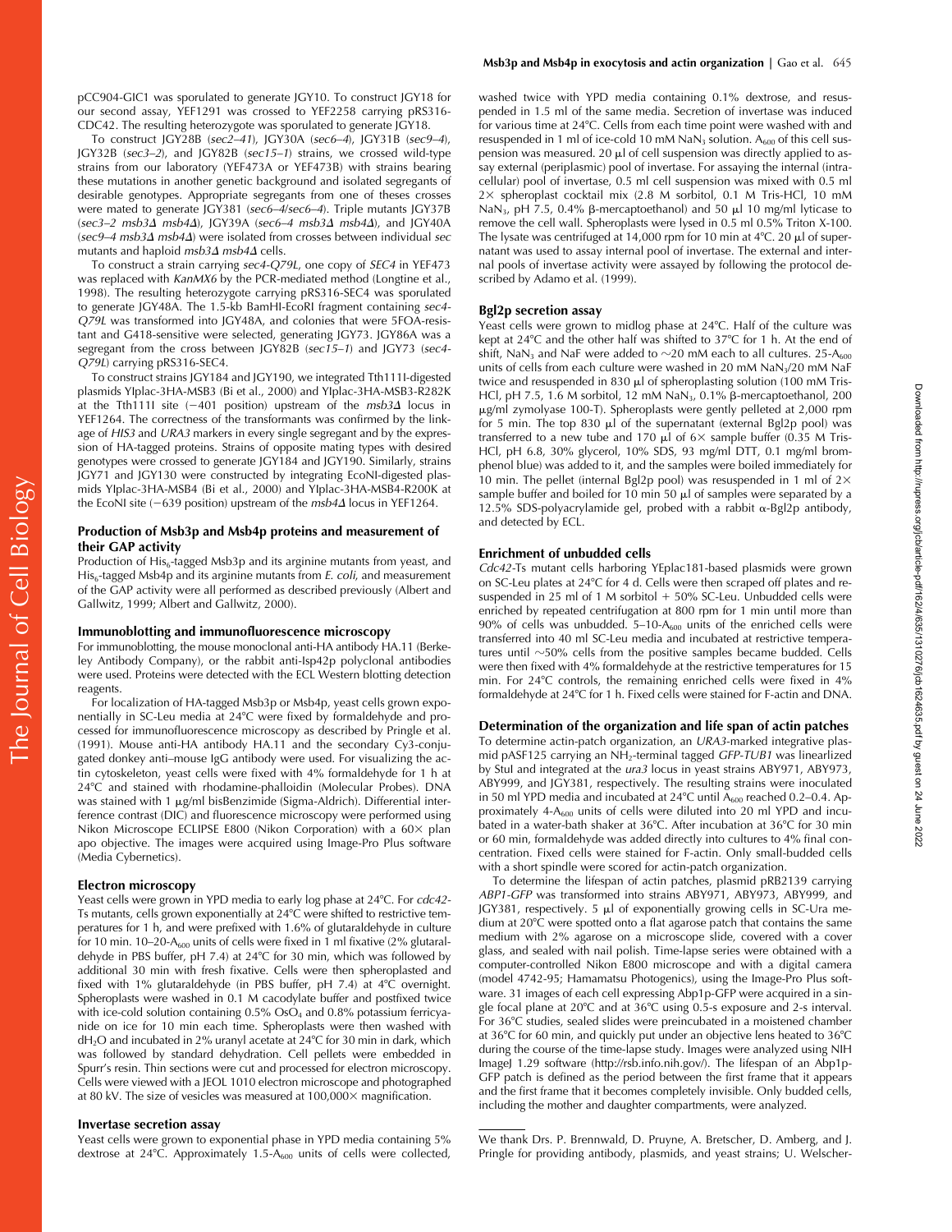pCC904-GIC1 was sporulated to generate JGY10. To construct JGY18 for our second assay, YEF1291 was crossed to YEF2258 carrying pRS316-CDC42. The resulting heterozygote was sporulated to generate JGY18.

To construct JGY28B (*sec2–41*), JGY30A (*sec6–4*), JGY31B (*sec9–4*), JGY32B (*sec3–2*), and JGY82B (*sec15–1*) strains, we crossed wild-type strains from our laboratory (YEF473A or YEF473B) with strains bearing these mutations in another genetic background and isolated segregants of desirable genotypes. Appropriate segregants from one of theses crosses were mated to generate JGY381 (*sec6–4/sec6–4*). Triple mutants JGY37B (*sec3–2 msb3Δ msb4Δ*), JGY39A (*sec6–4 msb3Δ msb4Δ*), and JGY40A (*sec9–4 msb3Δ msb4Δ*) were isolated from crosses between individual *sec* mutants and haploid *msb3Δ msb4Δ* cells.

To construct a strain carrying *sec4-Q79L*, one copy of *SEC4* in YEF473 was replaced with *KanMX6* by the PCR-mediated method (Longtine et al., 1998). The resulting heterozygote carrying pRS316-SEC4 was sporulated to generate JGY48A. The 1.5-kb BamHI-EcoRI fragment containing *sec4-Q79L* was transformed into JGY48A, and colonies that were 5FOA-resistant and G418-sensitive were selected, generating JGY73. JGY86A was a segregant from the cross between JGY82B (*sec15–1*) and JGY73 (*sec4-Q79L*) carrying pRS316-SEC4.

To construct strains JGY184 and JGY190, we integrated Tth111I-digested plasmids YIplac-3HA-MSB3 (Bi et al., 2000) and YIplac-3HA-MSB3-R282K at the Tth111I site (−401 position) upstream of the *msb3Δ* locus in YEF1264. The correctness of the transformants was confirmed by the linkage of *HIS3* and *URA3* markers in every single segregant and by the expression of HA-tagged proteins. Strains of opposite mating types with desired genotypes were crossed to generate JGY184 and JGY190. Similarly, strains JGY71 and JGY130 were constructed by integrating EcoNI-digested plasmids YIplac-3HA-MSB4 (Bi et al., 2000) and YIplac-3HA-MSB4-R200K at the EcoNI site (−639 position) upstream of the *msb4Δ* locus in YEF1264.

### Production of Msb3p and Msb4p proteins and measurement of their GAP activity

Production of $His_6$-tagged Msb3p and its arginine mutants from yeast, and $His_6$-tagged Msb4p and its arginine mutants from *E. coli*, and measurement of the GAP activity were all performed as described previously (Albert and Gallwitz, 1999; Albert and Gallwitz, 2000).

### Immunoblotting and immunofluorescence microscopy

For immunoblotting, the mouse monoclonal anti-HA antibody HA.11 (Berkeley Antibody Company), or the rabbit anti-Isp42p polyclonal antibodies were used. Proteins were detected with the ECL Western blotting detection reagents.

For localization of HA-tagged Msb3p or Msb4p, yeast cells grown exponentially in SC-Leu media at 24°C were fixed by formaldehyde and processed for immunofluorescence microscopy as described by Pringle et al. (1991). Mouse anti-HA antibody HA.11 and the secondary Cy3-conjugated donkey anti–mouse IgG antibody were used. For visualizing the actin cytoskeleton, yeast cells were fixed with 4% formaldehyde for 1 h at 24°C and stained with rhodamine-phalloidin (Molecular Probes). DNA was stained with 1 μg/ml bisBenzimide (Sigma-Aldrich). Differential interference contrast (DIC) and fluorescence microscopy were performed using Nikon Microscope ECLIPSE E800 (Nikon Corporation) with a 60× plan apo objective. The images were acquired using Image-Pro Plus software (Media Cybernetics).

### Electron microscopy

Yeast cells were grown in YPD media to early log phase at 24°C. For *cdc42*-Ts mutants, cells grown exponentially at 24°C were shifted to restrictive temperatures for 1 h, and were prefixed with 1.6% of glutaraldehyde in culture for 10 min. 10–20-$A_{600}$ units of cells were fixed in 1 ml fixative (2% glutaraldehyde in PBS buffer, pH 7.4) at 24°C for 30 min, which was followed by additional 30 min with fresh fixative. Cells were then spheroplasted and fixed with 1% glutaraldehyde (in PBS buffer, pH 7.4) at 4°C overnight. Spheroplasts were washed in 0.1 M cacodylate buffer and postfixed twice with ice-cold solution containing 0.5% $OsO_4$ and 0.8% potassium ferricyanide on ice for 10 min each time. Spheroplasts were then washed with $dH_2O$ and incubated in 2% uranyl acetate at 24°C for 30 min in dark, which was followed by standard dehydration. Cell pellets were embedded in Spurr's resin. Thin sections were cut and processed for electron microscopy. Cells were viewed with a JEOL 1010 electron microscope and photographed at 80 kV. The size of vesicles was measured at 100,000× magnification.

### Invertase secretion assay

Yeast cells were grown to exponential phase in YPD media containing 5% dextrose at 24°C. Approximately 1.5-$A_{600}$ units of cells were collected, washed twice with YPD media containing 0.1% dextrose, and resuspended in 1.5 ml of the same media. Secretion of invertase was induced for various time at 24°C. Cells from each time point were washed with and resuspended in 1 ml of ice-cold 10 mM $NaN_3$ solution. $A_{600}$ of this cell suspension was measured. 20 μl of cell suspension was directly applied to assay external (periplasmic) pool of invertase. For assaying the internal (intracellular) pool of invertase, 0.5 ml cell suspension was mixed with 0.5 ml 2× spheroplast cocktail mix (2.8 M sorbitol, 0.1 M Tris-HCl, 10 mM $NaN_3$, pH 7.5, 0.4% β-mercaptoethanol) and 50 μl 10 mg/ml lyticase to remove the cell wall. Spheroplasts were lysed in 0.5 ml 0.5% Triton X-100. The lysate was centrifuged at 14,000 rpm for 10 min at 4°C. 20 μl of supernatant was used to assay internal pool of invertase. The external and internal pools of invertase activity were assayed by following the protocol described by Adamo et al. (1999).

### Bgl2p secretion assay

Yeast cells were grown to midlog phase at 24°C. Half of the culture was kept at 24°C and the other half was shifted to 37°C for 1 h. At the end of shift, $NaN_3$ and NaF were added to ∼20 mM each to all cultures. 25-$A_{600}$ units of cells from each culture were washed in 20 mM $NaN_3$/20 mM NaF twice and resuspended in 830 μl of spheroplasting solution (100 mM Tris-HCl, pH 7.5, 1.6 M sorbitol, 12 mM $NaN_3$, 0.1% β-mercaptoethanol, 200 μg/ml zymolyase 100-T). Spheroplasts were gently pelleted at 2,000 rpm for 5 min. The top 830 μl of the supernatant (external Bgl2p pool) was transferred to a new tube and 170 μl of 6× sample buffer (0.35 M Tris-HCl, pH 6.8, 30% glycerol, 10% SDS, 93 mg/ml DTT, 0.1 mg/ml bromphenol blue) was added to it, and the samples were boiled immediately for 10 min. The pellet (internal Bgl2p pool) was resuspended in 1 ml of 2× sample buffer and boiled for 10 min 50 μl of samples were separated by a 12.5% SDS-polyacrylamide gel, probed with a rabbit α-Bgl2p antibody, and detected by ECL.

### Enrichment of unbudded cells

*Cdc42*-Ts mutant cells harboring YEplac181-based plasmids were grown on SC-Leu plates at 24°C for 4 d. Cells were then scraped off plates and resuspended in 25 ml of 1 M sorbitol + 50% SC-Leu. Unbudded cells were enriched by repeated centrifugation at 800 rpm for 1 min until more than 90% of cells was unbudded. 5–10-$A_{600}$ units of the enriched cells were transferred into 40 ml SC-Leu media and incubated at restrictive temperatures until ∼50% cells from the positive samples became budded. Cells were then fixed with 4% formaldehyde at the restrictive temperatures for 15 min. For 24°C controls, the remaining enriched cells were fixed in 4% formaldehyde at 24°C for 1 h. Fixed cells were stained for F-actin and DNA.

### Determination of the organization and life span of actin patches

To determine actin-patch organization, an *URA3*-marked integrative plasmid pASF125 carrying an $NH_2$-terminal tagged *GFP-TUB1* was linearlized by StuI and integrated at the *ura3* locus in yeast strains ABY971, ABY973, ABY999, and JGY381, respectively. The resulting strains were inoculated in 50 ml YPD media and incubated at 24°C until $A_{600}$ reached 0.2–0.4. Approximately 4-$A_{600}$ units of cells were diluted into 20 ml YPD and incubated in a water-bath shaker at 36°C. After incubation at 36°C for 30 min or 60 min, formaldehyde was added directly into cultures to 4% final concentration. Fixed cells were stained for F-actin. Only small-budded cells with a short spindle were scored for actin-patch organization.

To determine the lifespan of actin patches, plasmid pRB2139 carrying *ABP1-GFP* was transformed into strains ABY971, ABY973, ABY999, and JGY381, respectively. 5 μl of exponentially growing cells in SC-Ura medium at 20°C were spotted onto a flat agarose patch that contains the same medium with 2% agarose on a microscope slide, covered with a cover glass, and sealed with nail polish. Time-lapse series were obtained with a computer-controlled Nikon E800 microscope and with a digital camera (model 4742-95; Hamamatsu Photogenics), using the Image-Pro Plus software. 31 images of each cell expressing Abp1p-GFP were acquired in a single focal plane at 20°C and at 36°C using 0.5-s exposure and 2-s interval. For 36°C studies, sealed slides were preincubated in a moistened chamber at 36°C for 60 min, and quickly put under an objective lens heated to 36°C during the course of the time-lapse study. Images were analyzed using NIH ImageJ 1.29 software (http://rsb.info.nih.gov/). The lifespan of an Abp1p-GFP patch is defined as the period between the first frame that it appears and the first frame that it becomes completely invisible. Only budded cells, including the mother and daughter compartments, were analyzed.

---

We thank Drs. P. Brennwald, D. Pruyne, A. Bretscher, D. Amberg, and J. Pringle for providing antibody, plasmids, and yeast strains; U. Welscher-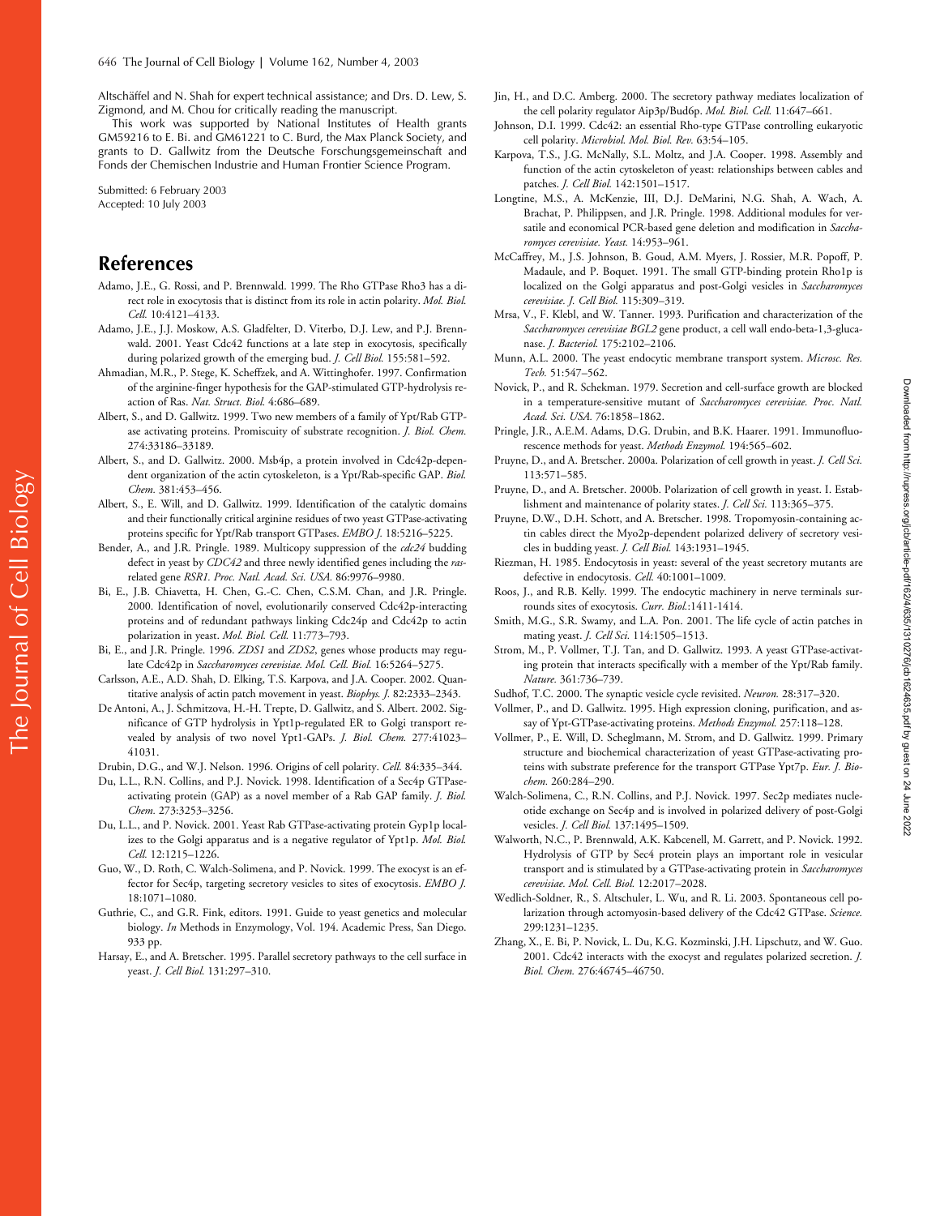Altschäffel and N. Shah for expert technical assistance; and Drs. D. Lew, S. Zigmond, and M. Chou for critically reading the manuscript.

This work was supported by National Institutes of Health grants GM59216 to E. Bi. and GM61221 to C. Burd, the Max Planck Society, and grants to D. Gallwitz from the Deutsche Forschungsgemeinschaft and Fonds der Chemischen Industrie and Human Frontier Science Program.

Submitted: 6 February 2003
Accepted: 10 July 2003

## References

Adamo, J.E., G. Rossi, and P. Brennwald. 1999. The Rho GTPase Rho3 has a direct role in exocytosis that is distinct from its role in actin polarity. *Mol. Biol. Cell.* 10:4121–4133.

Adamo, J.E., J.J. Moskow, A.S. Gladfelter, D. Viterbo, D.J. Lew, and P.J. Brennwald. 2001. Yeast Cdc42 functions at a late step in exocytosis, specifically during polarized growth of the emerging bud. *J. Cell Biol.* 155:581–592.

Ahmadian, M.R., P. Stege, K. Scheffzek, and A. Wittinghofer. 1997. Confirmation of the arginine-finger hypothesis for the GAP-stimulated GTP-hydrolysis reaction of Ras. *Nat. Struct. Biol.* 4:686–689.

Albert, S., and D. Gallwitz. 1999. Two new members of a family of Ypt/Rab GTPase activating proteins. Promiscuity of substrate recognition. *J. Biol. Chem.* 274:33186–33189.

Albert, S., and D. Gallwitz. 2000. Msb4p, a protein involved in Cdc42p-dependent organization of the actin cytoskeleton, is a Ypt/Rab-specific GAP. *Biol. Chem.* 381:453–456.

Albert, S., E. Will, and D. Gallwitz. 1999. Identification of the catalytic domains and their functionally critical arginine residues of two yeast GTPase-activating proteins specific for Ypt/Rab transport GTPases. *EMBO J.* 18:5216–5225.

Bender, A., and J.R. Pringle. 1989. Multicopy suppression of the *cdc24* budding defect in yeast by *CDC42* and three newly identified genes including the *ras*-related gene *RSR1*. *Proc. Natl. Acad. Sci. USA.* 86:9976–9980.

Bi, E., J.B. Chiavetta, H. Chen, G.-C. Chen, C.S.M. Chan, and J.R. Pringle. 2000. Identification of novel, evolutionarily conserved Cdc42p-interacting proteins and of redundant pathways linking Cdc24p and Cdc42p to actin polarization in yeast. *Mol. Biol. Cell.* 11:773–793.

Bi, E., and J.R. Pringle. 1996. *ZDS1* and *ZDS2*, genes whose products may regulate Cdc42p in *Saccharomyces cerevisiae*. *Mol. Cell. Biol.* 16:5264–5275.

Carlsson, A.E., A.D. Shah, D. Elking, T.S. Karpova, and J.A. Cooper. 2002. Quantitative analysis of actin patch movement in yeast. *Biophys. J.* 82:2333–2343.

De Antoni, A., J. Schmitzova, H.-H. Trepte, D. Gallwitz, and S. Albert. 2002. Significance of GTP hydrolysis in Ypt1p-regulated ER to Golgi transport revealed by analysis of two novel Ypt1-GAPs. *J. Biol. Chem.* 277:41023–41031.

Drubin, D.G., and W.J. Nelson. 1996. Origins of cell polarity. *Cell.* 84:335–344.

Du, L.L., R.N. Collins, and P.J. Novick. 1998. Identification of a Sec4p GTPase-activating protein (GAP) as a novel member of a Rab GAP family. *J. Biol. Chem.* 273:3253–3256.

Du, L.L., and P. Novick. 2001. Yeast Rab GTPase-activating protein Gyp1p localizes to the Golgi apparatus and is a negative regulator of Ypt1p. *Mol. Biol. Cell.* 12:1215–1226.

Guo, W., D. Roth, C. Walch-Solimena, and P. Novick. 1999. The exocyst is an effector for Sec4p, targeting secretory vesicles to sites of exocytosis. *EMBO J.* 18:1071–1080.

Guthrie, C., and G.R. Fink, editors. 1991. Guide to yeast genetics and molecular biology. *In* Methods in Enzymology, Vol. 194. Academic Press, San Diego. 933 pp.

Harsay, E., and A. Bretscher. 1995. Parallel secretory pathways to the cell surface in yeast. *J. Cell Biol.* 131:297–310.

Jin, H., and D.C. Amberg. 2000. The secretory pathway mediates localization of the cell polarity regulator Aip3p/Bud6p. *Mol. Biol. Cell.* 11:647–661.

Johnson, D.I. 1999. Cdc42: an essential Rho-type GTPase controlling eukaryotic cell polarity. *Microbiol. Mol. Biol. Rev.* 63:54–105.

Karpova, T.S., J.G. McNally, S.L. Moltz, and J.A. Cooper. 1998. Assembly and function of the actin cytoskeleton of yeast: relationships between cables and patches. *J. Cell Biol.* 142:1501–1517.

Longtine, M.S., A. McKenzie, III, D.J. DeMarini, N.G. Shah, A. Wach, A. Brachat, P. Philippsen, and J.R. Pringle. 1998. Additional modules for versatile and economical PCR-based gene deletion and modification in *Saccharomyces cerevisiae*. *Yeast.* 14:953–961.

McCaffrey, M., J.S. Johnson, B. Goud, A.M. Myers, J. Rossier, M.R. Popoff, P. Madaule, and P. Boquet. 1991. The small GTP-binding protein Rho1p is localized on the Golgi apparatus and post-Golgi vesicles in *Saccharomyces cerevisiae*. *J. Cell Biol.* 115:309–319.

Mrsa, V., F. Klebl, and W. Tanner. 1993. Purification and characterization of the *Saccharomyces cerevisiae BGL2* gene product, a cell wall endo-beta-1,3-glucanase. *J. Bacteriol.* 175:2102–2106.

Munn, A.L. 2000. The yeast endocytic membrane transport system. *Microsc. Res. Tech.* 51:547–562.

Novick, P., and R. Schekman. 1979. Secretion and cell-surface growth are blocked in a temperature-sensitive mutant of *Saccharomyces cerevisiae*. *Proc. Natl. Acad. Sci. USA.* 76:1858–1862.

Pringle, J.R., A.E.M. Adams, D.G. Drubin, and B.K. Haarer. 1991. Immunofluorescence methods for yeast. *Methods Enzymol.* 194:565–602.

Pruyne, D., and A. Bretscher. 2000a. Polarization of cell growth in yeast. *J. Cell Sci.* 113:571–585.

Pruyne, D., and A. Bretscher. 2000b. Polarization of cell growth in yeast. I. Establishment and maintenance of polarity states. *J. Cell Sci.* 113:365–375.

Pruyne, D.W., D.H. Schott, and A. Bretscher. 1998. Tropomyosin-containing actin cables direct the Myo2p-dependent polarized delivery of secretory vesicles in budding yeast. *J. Cell Biol.* 143:1931–1945.

Riezman, H. 1985. Endocytosis in yeast: several of the yeast secretory mutants are defective in endocytosis. *Cell.* 40:1001–1009.

Roos, J., and R.B. Kelly. 1999. The endocytic machinery in nerve terminals surrounds sites of exocytosis. *Curr. Biol.*:1411-1414.

Smith, M.G., S.R. Swamy, and L.A. Pon. 2001. The life cycle of actin patches in mating yeast. *J. Cell Sci.* 114:1505–1513.

Strom, M., P. Vollmer, T.J. Tan, and D. Gallwitz. 1993. A yeast GTPase-activating protein that interacts specifically with a member of the Ypt/Rab family. *Nature.* 361:736–739.

Sudhof, T.C. 2000. The synaptic vesicle cycle revisited. *Neuron.* 28:317–320.

Vollmer, P., and D. Gallwitz. 1995. High expression cloning, purification, and assay of Ypt-GTPase-activating proteins. *Methods Enzymol.* 257:118–128.

Vollmer, P., E. Will, D. Scheglmann, M. Strom, and D. Gallwitz. 1999. Primary structure and biochemical characterization of yeast GTPase-activating proteins with substrate preference for the transport GTPase Ypt7p. *Eur. J. Biochem.* 260:284–290.

Walch-Solimena, C., R.N. Collins, and P.J. Novick. 1997. Sec2p mediates nucleotide exchange on Sec4p and is involved in polarized delivery of post-Golgi vesicles. *J. Cell Biol.* 137:1495–1509.

Walworth, N.C., P. Brennwald, A.K. Kabcenell, M. Garrett, and P. Novick. 1992. Hydrolysis of GTP by Sec4 protein plays an important role in vesicular transport and is stimulated by a GTPase-activating protein in *Saccharomyces cerevisiae*. *Mol. Cell. Biol.* 12:2017–2028.

Wedlich-Soldner, R., S. Altschuler, L. Wu, and R. Li. 2003. Spontaneous cell polarization through actomyosin-based delivery of the Cdc42 GTPase. *Science.* 299:1231–1235.

Zhang, X., E. Bi, P. Novick, L. Du, K.G. Kozminski, J.H. Lipschutz, and W. Guo. 2001. Cdc42 interacts with the exocyst and regulates polarized secretion. *J. Biol. Chem.* 276:46745–46750.